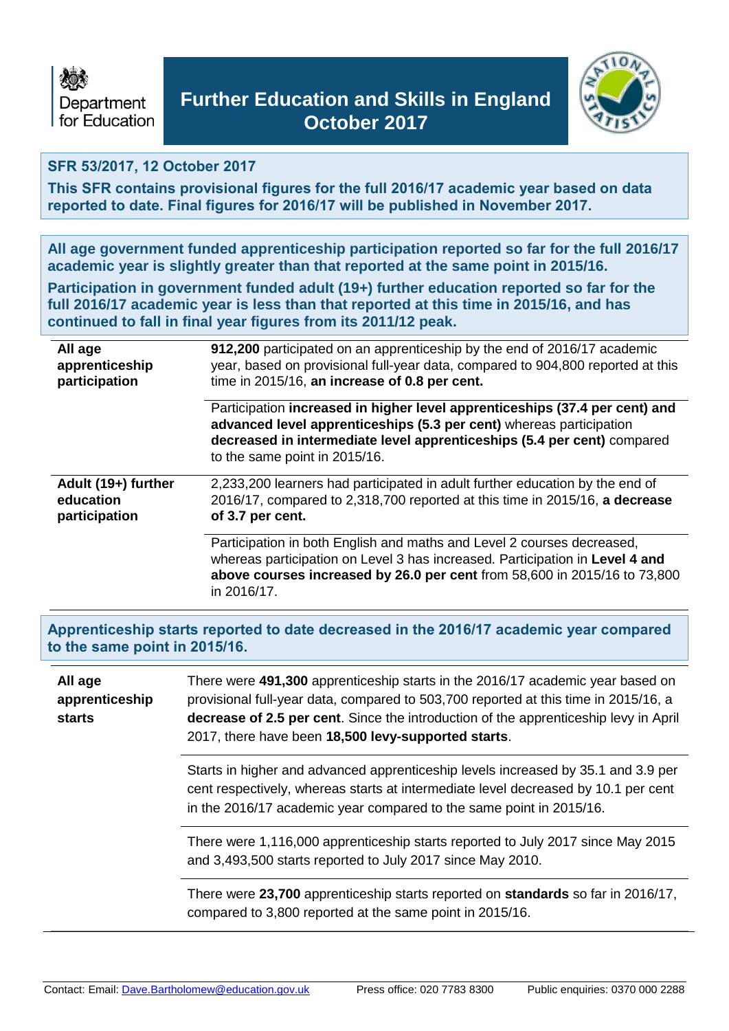Department for Education

# Further Education and Skills in England October 2017

**SFR 53/2017, 12 October 2017**

**This SFR contains provisional figures for the full 2016/17 academic year based on data reported to date. Final figures for 2016/17 will be published in November 2017.**

**All age government funded apprenticeship participation reported so far for the full 2016/17 academic year is slightly greater than that reported at the same point in 2015/16.**

**Participation in government funded adult (19+) further education reported so far for the full 2016/17 academic year is less than that reported at this time in 2015/16, and has continued to fall in final year figures from its 2011/12 peak.**

| | |
|---|---|
| **All age apprenticeship participation** | **912,200** participated on an apprenticeship by the end of 2016/17 academic year, based on provisional full-year data, compared to 904,800 reported at this time in 2015/16, **an increase of 0.8 per cent.** |
| | Participation **increased in higher level apprenticeships (37.4 per cent) and advanced level apprenticeships (5.3 per cent)** whereas participation **decreased in intermediate level apprenticeships (5.4 per cent)** compared to the same point in 2015/16. |
| **Adult (19+) further education participation** | 2,233,200 learners had participated in adult further education by the end of 2016/17, compared to 2,318,700 reported at this time in 2015/16, **a decrease of 3.7 per cent.** |
| | Participation in both English and maths and Level 2 courses decreased, whereas participation on Level 3 has increased. Participation in **Level 4 and above courses increased by 26.0 per cent** from 58,600 in 2015/16 to 73,800 in 2016/17. |

**Apprenticeship starts reported to date decreased in the 2016/17 academic year compared to the same point in 2015/16.**

| | |
|---|---|
| **All age apprenticeship starts** | There were **491,300** apprenticeship starts in the 2016/17 academic year based on provisional full-year data, compared to 503,700 reported at this time in 2015/16, a **decrease of 2.5 per cent**. Since the introduction of the apprenticeship levy in April 2017, there have been **18,500 levy-supported starts**. |
| | Starts in higher and advanced apprenticeship levels increased by 35.1 and 3.9 per cent respectively, whereas starts at intermediate level decreased by 10.1 per cent in the 2016/17 academic year compared to the same point in 2015/16. |
| | There were 1,116,000 apprenticeship starts reported to July 2017 since May 2015 and 3,493,500 starts reported to July 2017 since May 2010. |
| | There were **23,700** apprenticeship starts reported on **standards** so far in 2016/17, compared to 3,800 reported at the same point in 2015/16. |

Contact: Email: Dave.Bartholomew@education.gov.uk Press office: 020 7783 8300 Public enquiries: 0370 000 2288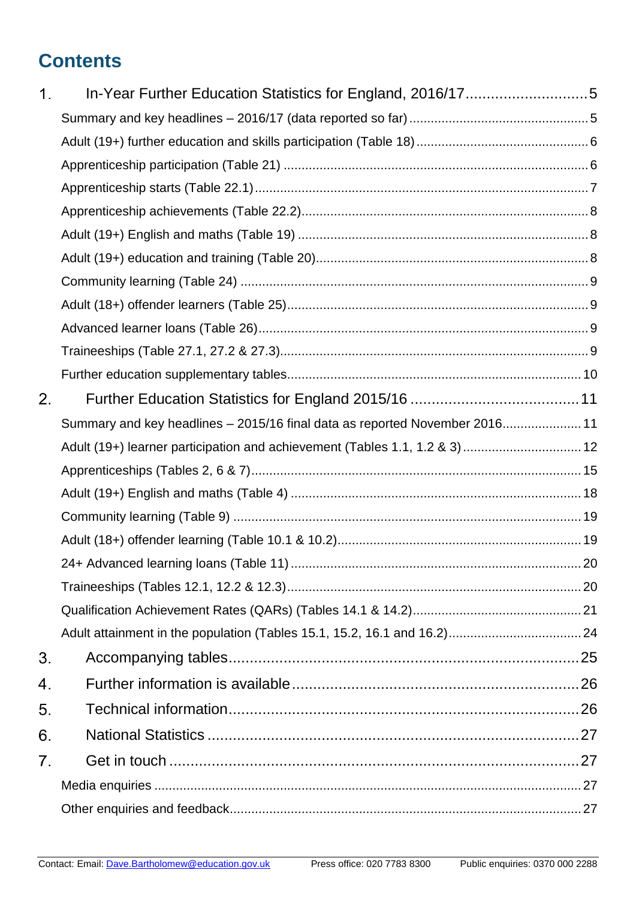# Contents

1. In-Year Further Education Statistics for England, 2016/17 ............................. 5
    - Summary and key headlines – 2016/17 (data reported so far) ............................. 5
    - Adult (19+) further education and skills participation (Table 18) ............................. 6
    - Apprenticeship participation (Table 21) ............................. 6
    - Apprenticeship starts (Table 22.1) ............................. 7
    - Apprenticeship achievements (Table 22.2) ............................. 8
    - Adult (19+) English and maths (Table 19) ............................. 8
    - Adult (19+) education and training (Table 20) ............................. 8
    - Community learning (Table 24) ............................. 9
    - Adult (18+) offender learners (Table 25) ............................. 9
    - Advanced learner loans (Table 26) ............................. 9
    - Traineeships (Table 27.1, 27.2 & 27.3) ............................. 9
    - Further education supplementary tables ............................. 10
2. Further Education Statistics for England 2015/16 ............................. 11
    - Summary and key headlines – 2015/16 final data as reported November 2016 ............................. 11
    - Adult (19+) learner participation and achievement (Tables 1.1, 1.2 & 3) ............................. 12
    - Apprenticeships (Tables 2, 6 & 7) ............................. 15
    - Adult (19+) English and maths (Table 4) ............................. 18
    - Community learning (Table 9) ............................. 19
    - Adult (18+) offender learning (Table 10.1 & 10.2) ............................. 19
    - 24+ Advanced learning loans (Table 11) ............................. 20
    - Traineeships (Tables 12.1, 12.2 & 12.3) ............................. 20
    - Qualification Achievement Rates (QARs) (Tables 14.1 & 14.2) ............................. 21
    - Adult attainment in the population (Tables 15.1, 15.2, 16.1 and 16.2) ............................. 24
3. Accompanying tables ............................. 25
4. Further information is available ............................. 26
5. Technical information ............................. 26
6. National Statistics ............................. 27
7. Get in touch ............................. 27
    - Media enquiries ............................. 27
    - Other enquiries and feedback ............................. 27

Contact: Email: Dave.Bartholomew@education.gov.uk Press office: 020 7783 8300 Public enquiries: 0370 000 2288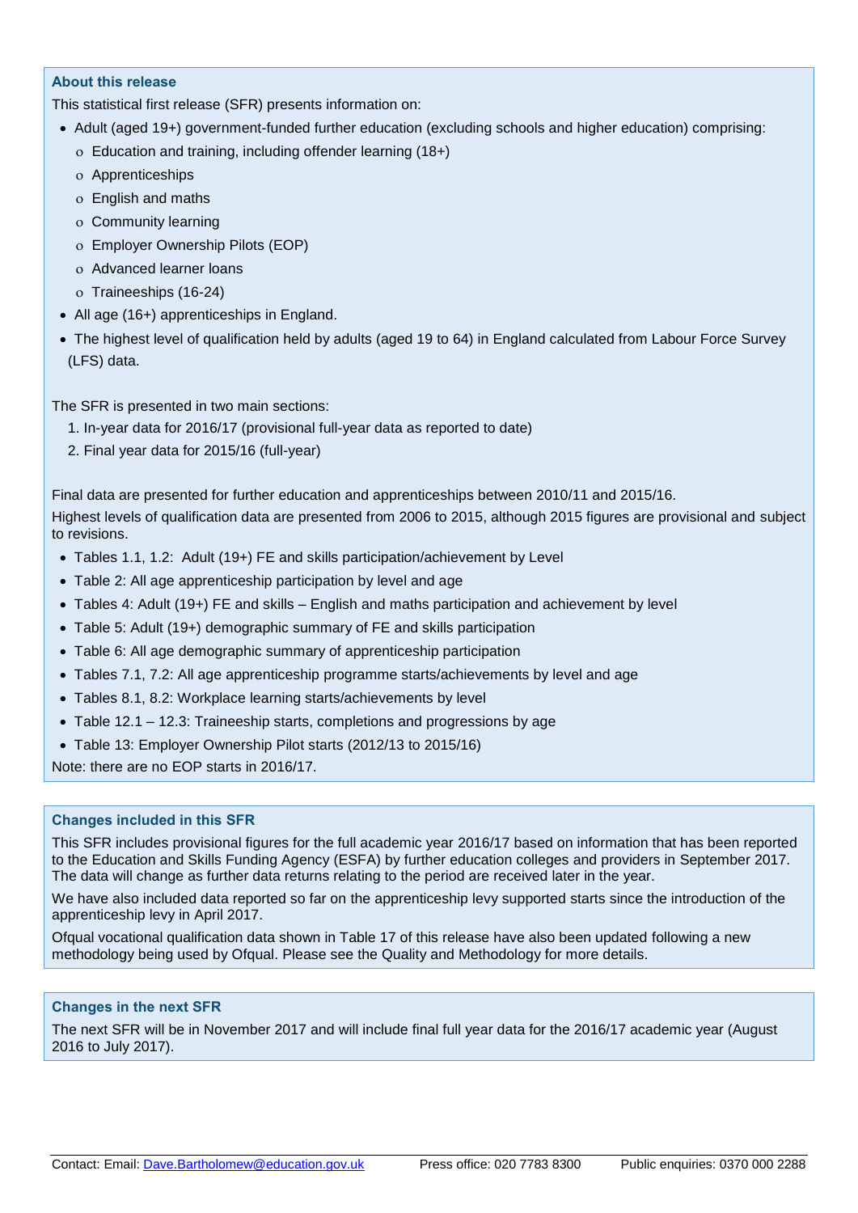### About this release

This statistical first release (SFR) presents information on:

- Adult (aged 19+) government-funded further education (excluding schools and higher education) comprising:
  - Education and training, including offender learning (18+)
  - Apprenticeships
  - English and maths
  - Community learning
  - Employer Ownership Pilots (EOP)
  - Advanced learner loans
  - Traineeships (16-24)
- All age (16+) apprenticeships in England.
- The highest level of qualification held by adults (aged 19 to 64) in England calculated from Labour Force Survey (LFS) data.

The SFR is presented in two main sections:

1. In-year data for 2016/17 (provisional full-year data as reported to date)
2. Final year data for 2015/16 (full-year)

Final data are presented for further education and apprenticeships between 2010/11 and 2015/16.

Highest levels of qualification data are presented from 2006 to 2015, although 2015 figures are provisional and subject to revisions.

- Tables 1.1, 1.2: Adult (19+) FE and skills participation/achievement by Level
- Table 2: All age apprenticeship participation by level and age
- Tables 4: Adult (19+) FE and skills – English and maths participation and achievement by level
- Table 5: Adult (19+) demographic summary of FE and skills participation
- Table 6: All age demographic summary of apprenticeship participation
- Tables 7.1, 7.2: All age apprenticeship programme starts/achievements by level and age
- Tables 8.1, 8.2: Workplace learning starts/achievements by level
- Table 12.1 – 12.3: Traineeship starts, completions and progressions by age
- Table 13: Employer Ownership Pilot starts (2012/13 to 2015/16)

Note: there are no EOP starts in 2016/17.

### Changes included in this SFR

This SFR includes provisional figures for the full academic year 2016/17 based on information that has been reported to the Education and Skills Funding Agency (ESFA) by further education colleges and providers in September 2017. The data will change as further data returns relating to the period are received later in the year.

We have also included data reported so far on the apprenticeship levy supported starts since the introduction of the apprenticeship levy in April 2017.

Ofqual vocational qualification data shown in Table 17 of this release have also been updated following a new methodology being used by Ofqual. Please see the Quality and Methodology for more details.

### Changes in the next SFR

The next SFR will be in November 2017 and will include final full year data for the 2016/17 academic year (August 2016 to July 2017).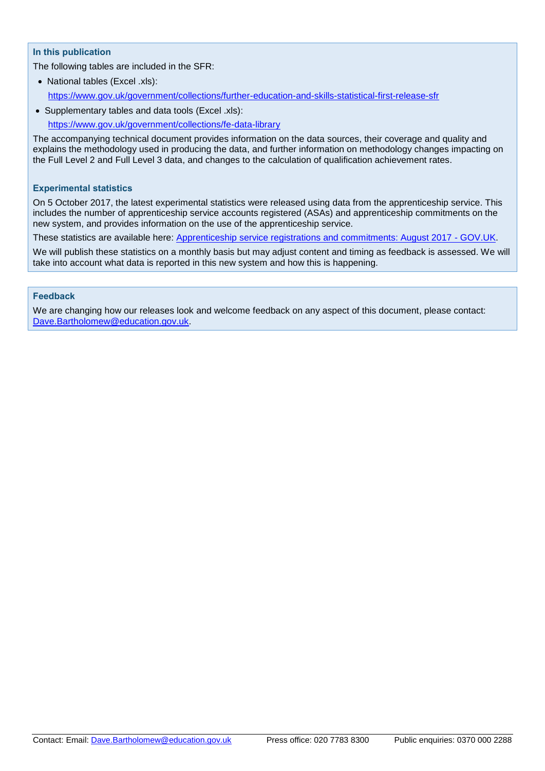### In this publication

The following tables are included in the SFR:

- National tables (Excel .xls):

  https://www.gov.uk/government/collections/further-education-and-skills-statistical-first-release-sfr

- Supplementary tables and data tools (Excel .xls):

  https://www.gov.uk/government/collections/fe-data-library

The accompanying technical document provides information on the data sources, their coverage and quality and explains the methodology used in producing the data, and further information on methodology changes impacting on the Full Level 2 and Full Level 3 data, and changes to the calculation of qualification achievement rates.

### Experimental statistics

On 5 October 2017, the latest experimental statistics were released using data from the apprenticeship service. This includes the number of apprenticeship service accounts registered (ASAs) and apprenticeship commitments on the new system, and provides information on the use of the apprenticeship service.

These statistics are available here: Apprenticeship service registrations and commitments: August 2017 - GOV.UK.

We will publish these statistics on a monthly basis but may adjust content and timing as feedback is assessed. We will take into account what data is reported in this new system and how this is happening.

### Feedback

We are changing how our releases look and welcome feedback on any aspect of this document, please contact: Dave.Bartholomew@education.gov.uk.

Contact: Email: Dave.Bartholomew@education.gov.uk Press office: 020 7783 8300 Public enquiries: 0370 000 2288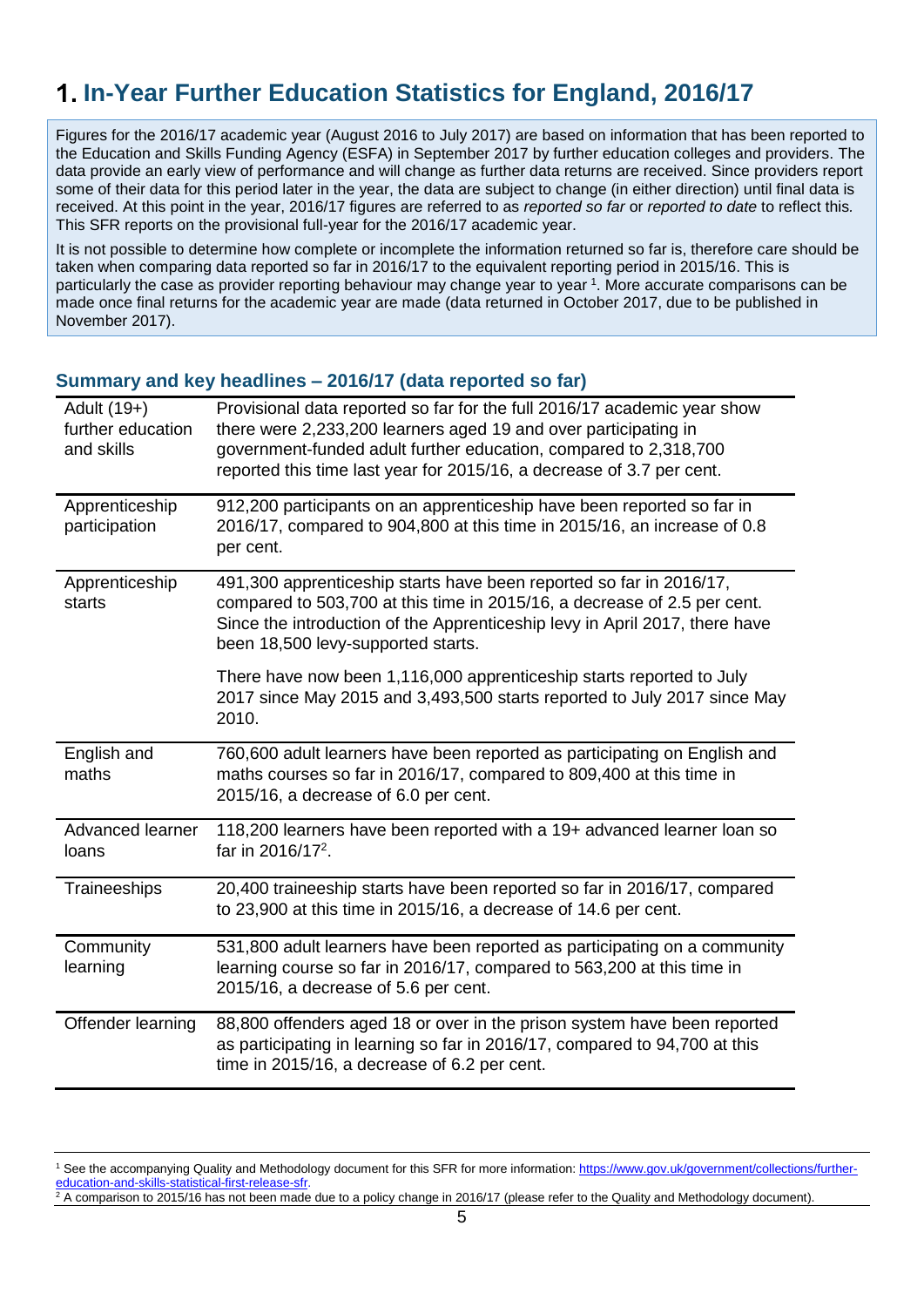# 1. In-Year Further Education Statistics for England, 2016/17

Figures for the 2016/17 academic year (August 2016 to July 2017) are based on information that has been reported to the Education and Skills Funding Agency (ESFA) in September 2017 by further education colleges and providers. The data provide an early view of performance and will change as further data returns are received. Since providers report some of their data for this period later in the year, the data are subject to change (in either direction) until final data is received. At this point in the year, 2016/17 figures are referred to as *reported so far* or *reported to date* to reflect this. This SFR reports on the provisional full-year for the 2016/17 academic year.

It is not possible to determine how complete or incomplete the information returned so far is, therefore care should be taken when comparing data reported so far in 2016/17 to the equivalent reporting period in 2015/16. This is particularly the case as provider reporting behaviour may change year to year [1]. More accurate comparisons can be made once final returns for the academic year are made (data returned in October 2017, due to be published in November 2017).

### Summary and key headlines – 2016/17 (data reported so far)

| | |
|---|---|
| Adult (19+) further education and skills | Provisional data reported so far for the full 2016/17 academic year show there were 2,233,200 learners aged 19 and over participating in government-funded adult further education, compared to 2,318,700 reported this time last year for 2015/16, a decrease of 3.7 per cent. |
| Apprenticeship participation | 912,200 participants on an apprenticeship have been reported so far in 2016/17, compared to 904,800 at this time in 2015/16, an increase of 0.8 per cent. |
| Apprenticeship starts | 491,300 apprenticeship starts have been reported so far in 2016/17, compared to 503,700 at this time in 2015/16, a decrease of 2.5 per cent. Since the introduction of the Apprenticeship levy in April 2017, there have been 18,500 levy-supported starts. There have now been 1,116,000 apprenticeship starts reported to July 2017 since May 2015 and 3,493,500 starts reported to July 2017 since May 2010. |
| English and maths | 760,600 adult learners have been reported as participating on English and maths courses so far in 2016/17, compared to 809,400 at this time in 2015/16, a decrease of 6.0 per cent. |
| Advanced learner loans | 118,200 learners have been reported with a 19+ advanced learner loan so far in 2016/17[2]. |
| Traineeships | 20,400 traineeship starts have been reported so far in 2016/17, compared to 23,900 at this time in 2015/16, a decrease of 14.6 per cent. |
| Community learning | 531,800 adult learners have been reported as participating on a community learning course so far in 2016/17, compared to 563,200 at this time in 2015/16, a decrease of 5.6 per cent. |
| Offender learning | 88,800 offenders aged 18 or over in the prison system have been reported as participating in learning so far in 2016/17, compared to 94,700 at this time in 2015/16, a decrease of 6.2 per cent. |

---

[1] See the accompanying Quality and Methodology document for this SFR for more information: https://www.gov.uk/government/collections/further-education-and-skills-statistical-first-release-sfr.

[2] A comparison to 2015/16 has not been made due to a policy change in 2016/17 (please refer to the Quality and Methodology document).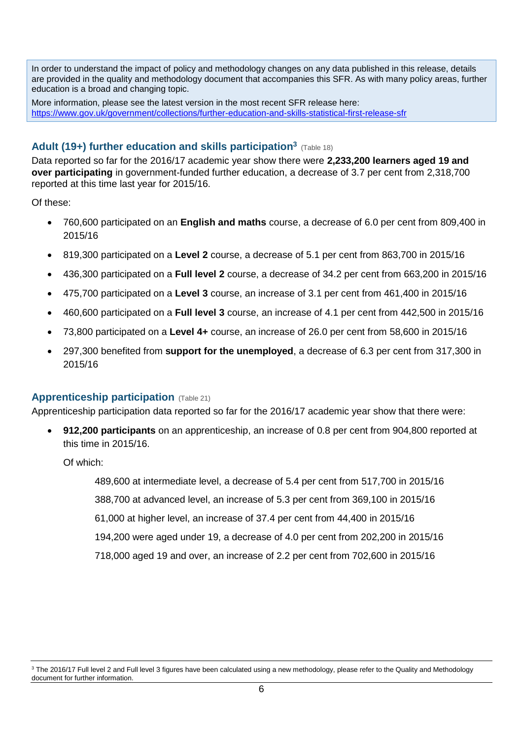In order to understand the impact of policy and methodology changes on any data published in this release, details are provided in the quality and methodology document that accompanies this SFR. As with many policy areas, further education is a broad and changing topic.

More information, please see the latest version in the most recent SFR release here: https://www.gov.uk/government/collections/further-education-and-skills-statistical-first-release-sfr

### Adult (19+) further education and skills participation[3] (Table 18)

Data reported so far for the 2016/17 academic year show there were **2,233,200 learners aged 19 and over participating** in government-funded further education, a decrease of 3.7 per cent from 2,318,700 reported at this time last year for 2015/16.

Of these:

- 760,600 participated on an **English and maths** course, a decrease of 6.0 per cent from 809,400 in 2015/16
- 819,300 participated on a **Level 2** course, a decrease of 5.1 per cent from 863,700 in 2015/16
- 436,300 participated on a **Full level 2** course, a decrease of 34.2 per cent from 663,200 in 2015/16
- 475,700 participated on a **Level 3** course, an increase of 3.1 per cent from 461,400 in 2015/16
- 460,600 participated on a **Full level 3** course, an increase of 4.1 per cent from 442,500 in 2015/16
- 73,800 participated on a **Level 4+** course, an increase of 26.0 per cent from 58,600 in 2015/16
- 297,300 benefited from **support for the unemployed**, a decrease of 6.3 per cent from 317,300 in 2015/16

### Apprenticeship participation (Table 21)

Apprenticeship participation data reported so far for the 2016/17 academic year show that there were:

- **912,200 participants** on an apprenticeship, an increase of 0.8 per cent from 904,800 reported at this time in 2015/16.

  Of which:

  489,600 at intermediate level, a decrease of 5.4 per cent from 517,700 in 2015/16

  388,700 at advanced level, an increase of 5.3 per cent from 369,100 in 2015/16

  61,000 at higher level, an increase of 37.4 per cent from 44,400 in 2015/16

  194,200 were aged under 19, a decrease of 4.0 per cent from 202,200 in 2015/16

  718,000 aged 19 and over, an increase of 2.2 per cent from 702,600 in 2015/16

---

[3] The 2016/17 Full level 2 and Full level 3 figures have been calculated using a new methodology, please refer to the Quality and Methodology document for further information.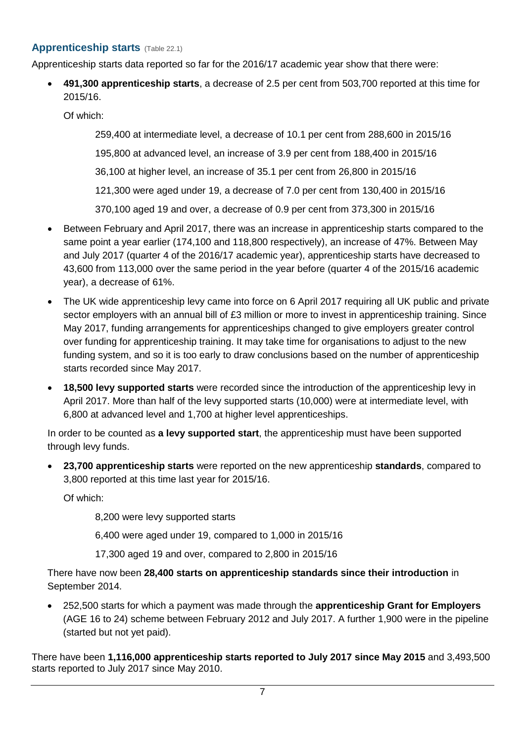## Apprenticeship starts (Table 22.1)

Apprenticeship starts data reported so far for the 2016/17 academic year show that there were:

- **491,300 apprenticeship starts**, a decrease of 2.5 per cent from 503,700 reported at this time for 2015/16.

  Of which:

  259,400 at intermediate level, a decrease of 10.1 per cent from 288,600 in 2015/16

  195,800 at advanced level, an increase of 3.9 per cent from 188,400 in 2015/16

  36,100 at higher level, an increase of 35.1 per cent from 26,800 in 2015/16

  121,300 were aged under 19, a decrease of 7.0 per cent from 130,400 in 2015/16

  370,100 aged 19 and over, a decrease of 0.9 per cent from 373,300 in 2015/16

- Between February and April 2017, there was an increase in apprenticeship starts compared to the same point a year earlier (174,100 and 118,800 respectively), an increase of 47%. Between May and July 2017 (quarter 4 of the 2016/17 academic year), apprenticeship starts have decreased to 43,600 from 113,000 over the same period in the year before (quarter 4 of the 2015/16 academic year), a decrease of 61%.

- The UK wide apprenticeship levy came into force on 6 April 2017 requiring all UK public and private sector employers with an annual bill of £3 million or more to invest in apprenticeship training. Since May 2017, funding arrangements for apprenticeships changed to give employers greater control over funding for apprenticeship training. It may take time for organisations to adjust to the new funding system, and so it is too early to draw conclusions based on the number of apprenticeship starts recorded since May 2017.

- **18,500 levy supported starts** were recorded since the introduction of the apprenticeship levy in April 2017. More than half of the levy supported starts (10,000) were at intermediate level, with 6,800 at advanced level and 1,700 at higher level apprenticeships.

  In order to be counted as **a levy supported start**, the apprenticeship must have been supported through levy funds.

- **23,700 apprenticeship starts** were reported on the new apprenticeship **standards**, compared to 3,800 reported at this time last year for 2015/16.

  Of which:

  8,200 were levy supported starts

  6,400 were aged under 19, compared to 1,000 in 2015/16

  17,300 aged 19 and over, compared to 2,800 in 2015/16

  There have now been **28,400 starts on apprenticeship standards since their introduction** in September 2014.

- 252,500 starts for which a payment was made through the **apprenticeship Grant for Employers** (AGE 16 to 24) scheme between February 2012 and July 2017. A further 1,900 were in the pipeline (started but not yet paid).

There have been **1,116,000 apprenticeship starts reported to July 2017 since May 2015** and 3,493,500 starts reported to July 2017 since May 2010.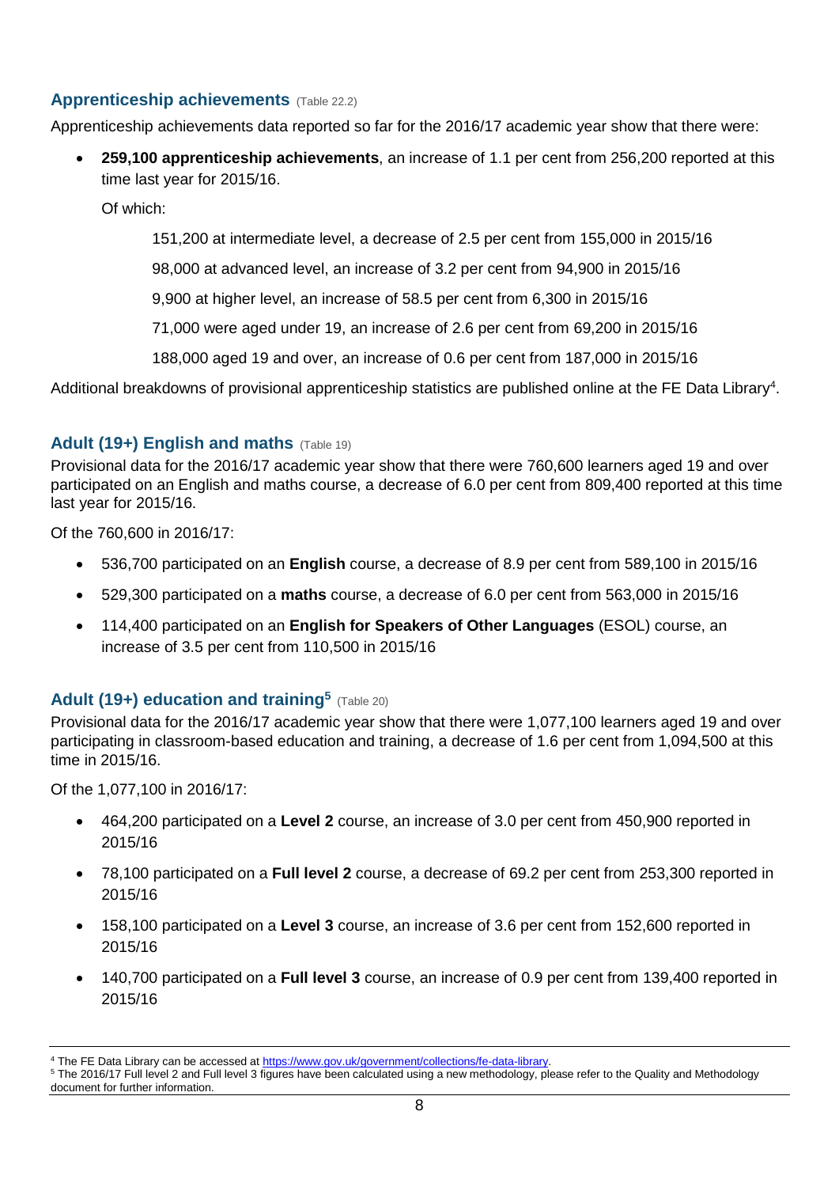### Apprenticeship achievements (Table 22.2)

Apprenticeship achievements data reported so far for the 2016/17 academic year show that there were:

- **259,100 apprenticeship achievements**, an increase of 1.1 per cent from 256,200 reported at this time last year for 2015/16.

  Of which:

  151,200 at intermediate level, a decrease of 2.5 per cent from 155,000 in 2015/16

  98,000 at advanced level, an increase of 3.2 per cent from 94,900 in 2015/16

  9,900 at higher level, an increase of 58.5 per cent from 6,300 in 2015/16

  71,000 were aged under 19, an increase of 2.6 per cent from 69,200 in 2015/16

  188,000 aged 19 and over, an increase of 0.6 per cent from 187,000 in 2015/16

Additional breakdowns of provisional apprenticeship statistics are published online at the FE Data Library[4].

### Adult (19+) English and maths (Table 19)

Provisional data for the 2016/17 academic year show that there were 760,600 learners aged 19 and over participated on an English and maths course, a decrease of 6.0 per cent from 809,400 reported at this time last year for 2015/16.

Of the 760,600 in 2016/17:

- 536,700 participated on an **English** course, a decrease of 8.9 per cent from 589,100 in 2015/16
- 529,300 participated on a **maths** course, a decrease of 6.0 per cent from 563,000 in 2015/16
- 114,400 participated on an **English for Speakers of Other Languages** (ESOL) course, an increase of 3.5 per cent from 110,500 in 2015/16

### Adult (19+) education and training[5] (Table 20)

Provisional data for the 2016/17 academic year show that there were 1,077,100 learners aged 19 and over participating in classroom-based education and training, a decrease of 1.6 per cent from 1,094,500 at this time in 2015/16.

Of the 1,077,100 in 2016/17:

- 464,200 participated on a **Level 2** course, an increase of 3.0 per cent from 450,900 reported in 2015/16
- 78,100 participated on a **Full level 2** course, a decrease of 69.2 per cent from 253,300 reported in 2015/16
- 158,100 participated on a **Level 3** course, an increase of 3.6 per cent from 152,600 reported in 2015/16
- 140,700 participated on a **Full level 3** course, an increase of 0.9 per cent from 139,400 reported in 2015/16

---

[4] The FE Data Library can be accessed at https://www.gov.uk/government/collections/fe-data-library.

[5] The 2016/17 Full level 2 and Full level 3 figures have been calculated using a new methodology, please refer to the Quality and Methodology document for further information.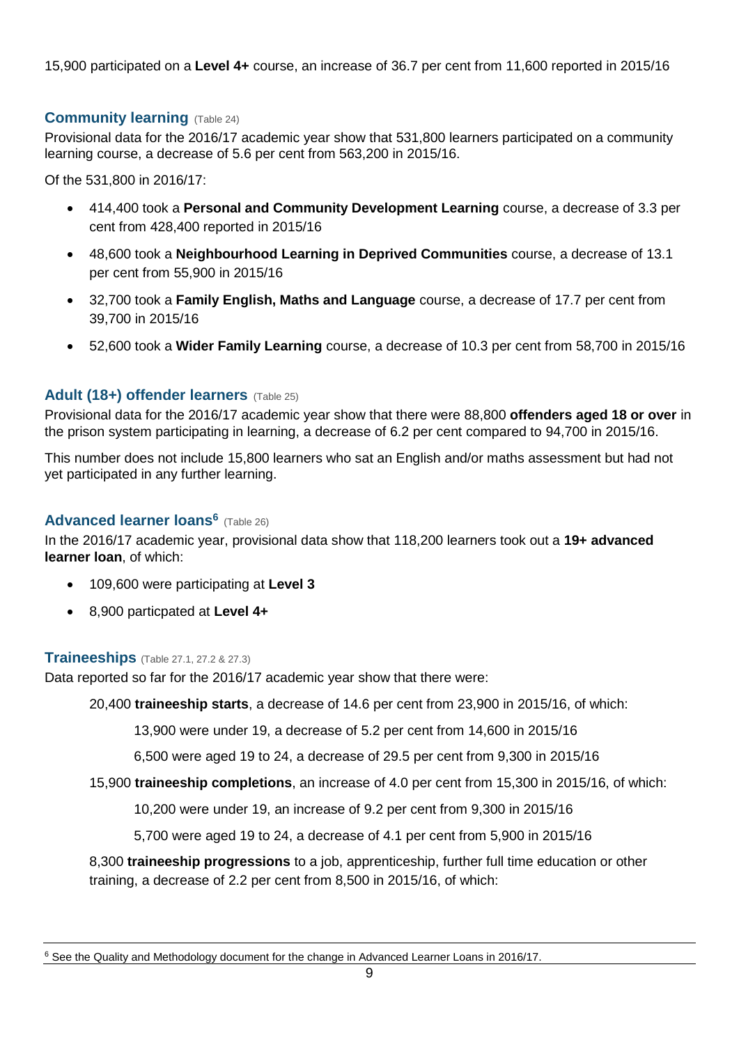15,900 participated on a **Level 4+** course, an increase of 36.7 per cent from 11,600 reported in 2015/16

### Community learning (Table 24)

Provisional data for the 2016/17 academic year show that 531,800 learners participated on a community learning course, a decrease of 5.6 per cent from 563,200 in 2015/16.

Of the 531,800 in 2016/17:

- 414,400 took a **Personal and Community Development Learning** course, a decrease of 3.3 per cent from 428,400 reported in 2015/16
- 48,600 took a **Neighbourhood Learning in Deprived Communities** course, a decrease of 13.1 per cent from 55,900 in 2015/16
- 32,700 took a **Family English, Maths and Language** course, a decrease of 17.7 per cent from 39,700 in 2015/16
- 52,600 took a **Wider Family Learning** course, a decrease of 10.3 per cent from 58,700 in 2015/16

### Adult (18+) offender learners (Table 25)

Provisional data for the 2016/17 academic year show that there were 88,800 **offenders aged 18 or over** in the prison system participating in learning, a decrease of 6.2 per cent compared to 94,700 in 2015/16.

This number does not include 15,800 learners who sat an English and/or maths assessment but had not yet participated in any further learning.

### Advanced learner loans[6] (Table 26)

In the 2016/17 academic year, provisional data show that 118,200 learners took out a **19+ advanced learner loan**, of which:

- 109,600 were participating at **Level 3**
- 8,900 particpated at **Level 4+**

### Traineeships (Table 27.1, 27.2 & 27.3)

Data reported so far for the 2016/17 academic year show that there were:

20,400 **traineeship starts**, a decrease of 14.6 per cent from 23,900 in 2015/16, of which:

13,900 were under 19, a decrease of 5.2 per cent from 14,600 in 2015/16

6,500 were aged 19 to 24, a decrease of 29.5 per cent from 9,300 in 2015/16

15,900 **traineeship completions**, an increase of 4.0 per cent from 15,300 in 2015/16, of which:

10,200 were under 19, an increase of 9.2 per cent from 9,300 in 2015/16

5,700 were aged 19 to 24, a decrease of 4.1 per cent from 5,900 in 2015/16

8,300 **traineeship progressions** to a job, apprenticeship, further full time education or other training, a decrease of 2.2 per cent from 8,500 in 2015/16, of which:

---

[6] See the Quality and Methodology document for the change in Advanced Learner Loans in 2016/17.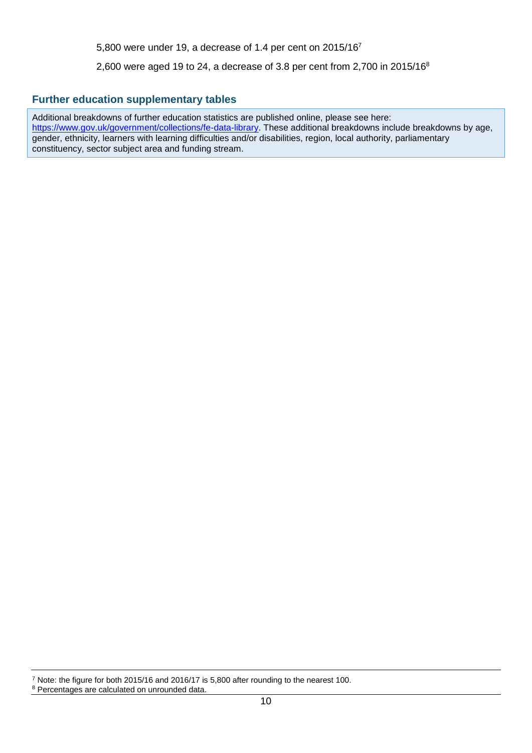5,800 were under 19, a decrease of 1.4 per cent on 2015/16[7]

2,600 were aged 19 to 24, a decrease of 3.8 per cent from 2,700 in 2015/16[8]

## Further education supplementary tables

Additional breakdowns of further education statistics are published online, please see here: https://www.gov.uk/government/collections/fe-data-library. These additional breakdowns include breakdowns by age, gender, ethnicity, learners with learning difficulties and/or disabilities, region, local authority, parliamentary constituency, sector subject area and funding stream.

---

[7] Note: the figure for both 2015/16 and 2016/17 is 5,800 after rounding to the nearest 100.

[8] Percentages are calculated on unrounded data.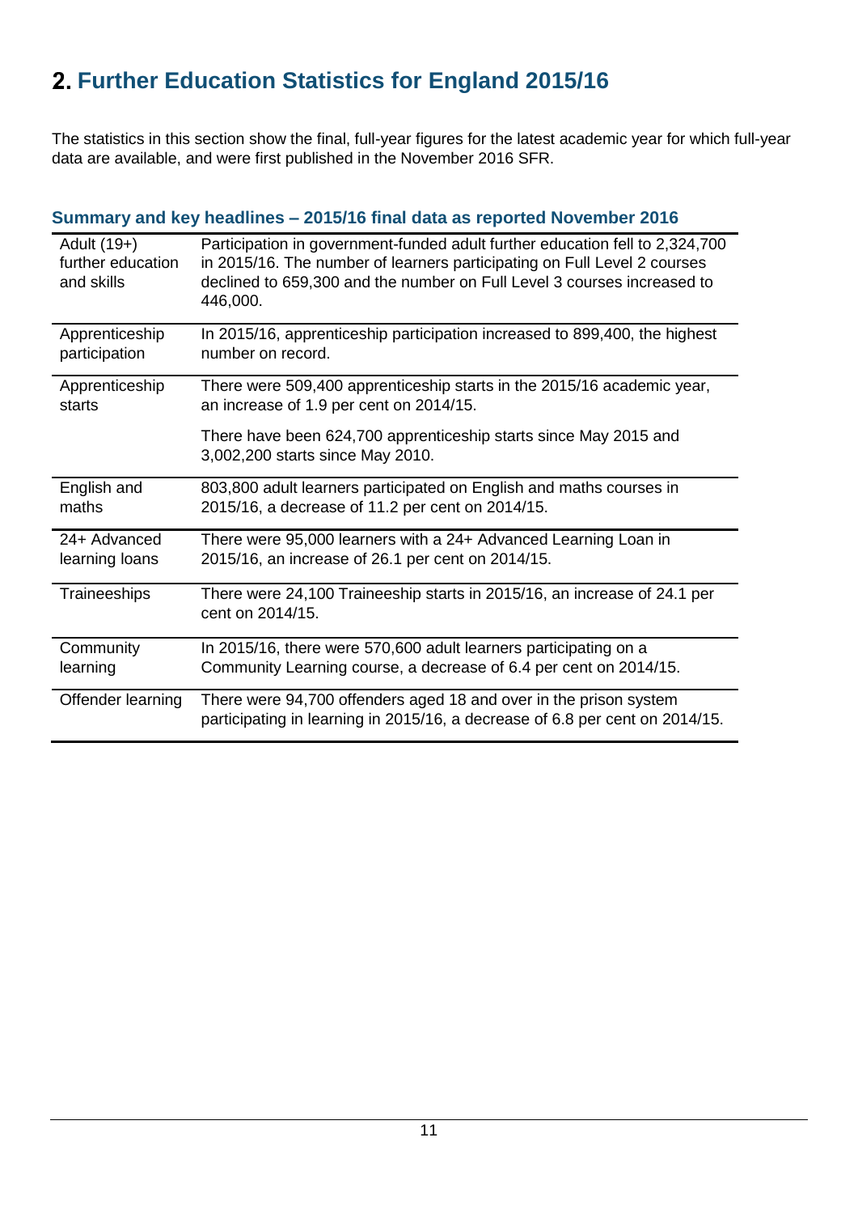## 2. Further Education Statistics for England 2015/16

The statistics in this section show the final, full-year figures for the latest academic year for which full-year data are available, and were first published in the November 2016 SFR.

### Summary and key headlines – 2015/16 final data as reported November 2016

| | |
|---|---|
| Adult (19+) further education and skills | Participation in government-funded adult further education fell to 2,324,700 in 2015/16. The number of learners participating on Full Level 2 courses declined to 659,300 and the number on Full Level 3 courses increased to 446,000. |
| Apprenticeship participation | In 2015/16, apprenticeship participation increased to 899,400, the highest number on record. |
| Apprenticeship starts | There were 509,400 apprenticeship starts in the 2015/16 academic year, an increase of 1.9 per cent on 2014/15.<br><br>There have been 624,700 apprenticeship starts since May 2015 and 3,002,200 starts since May 2010. |
| English and maths | 803,800 adult learners participated on English and maths courses in 2015/16, a decrease of 11.2 per cent on 2014/15. |
| 24+ Advanced learning loans | There were 95,000 learners with a 24+ Advanced Learning Loan in 2015/16, an increase of 26.1 per cent on 2014/15. |
| Traineeships | There were 24,100 Traineeship starts in 2015/16, an increase of 24.1 per cent on 2014/15. |
| Community learning | In 2015/16, there were 570,600 adult learners participating on a Community Learning course, a decrease of 6.4 per cent on 2014/15. |
| Offender learning | There were 94,700 offenders aged 18 and over in the prison system participating in learning in 2015/16, a decrease of 6.8 per cent on 2014/15. |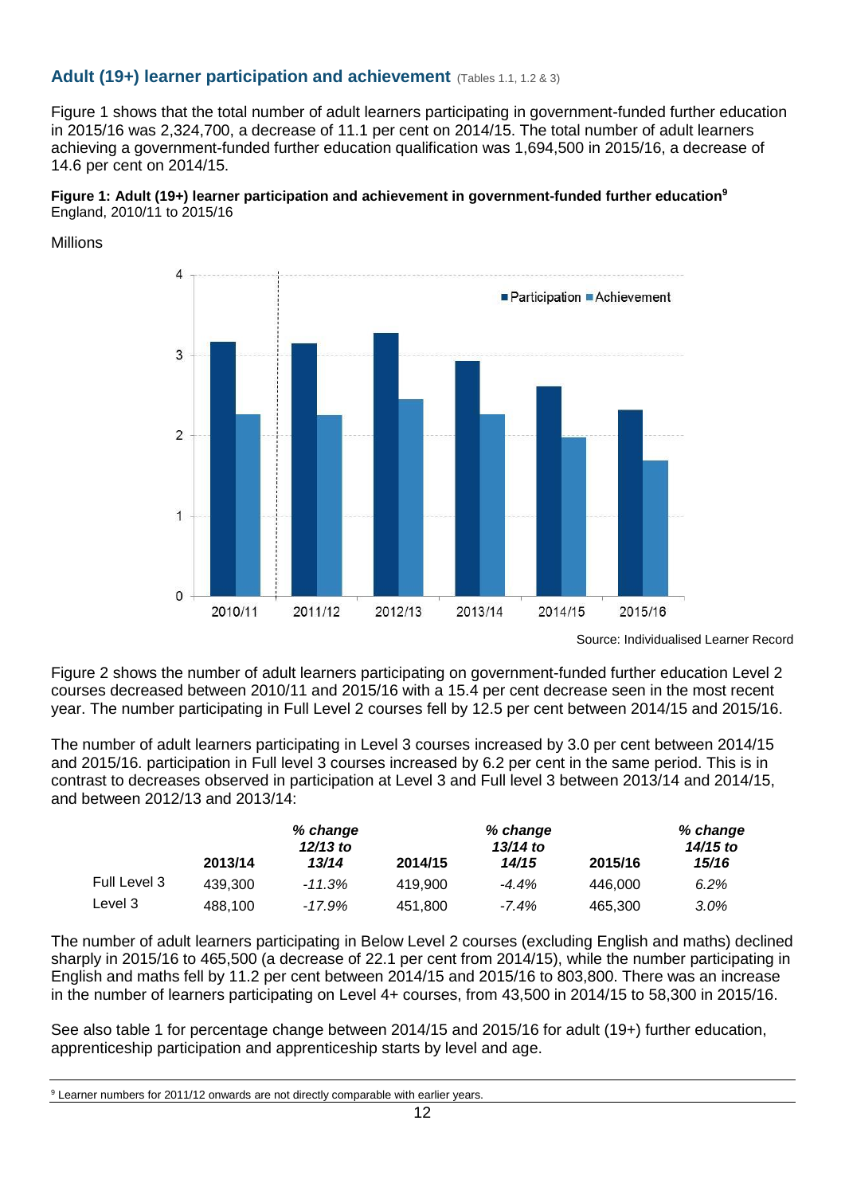## Adult (19+) learner participation and achievement (Tables 1.1, 1.2 & 3)

Figure 1 shows that the total number of adult learners participating in government-funded further education in 2015/16 was 2,324,700, a decrease of 11.1 per cent on 2014/15. The total number of adult learners achieving a government-funded further education qualification was 1,694,500 in 2015/16, a decrease of 14.6 per cent on 2014/15.

**Figure 1: Adult (19+) learner participation and achievement in government-funded further education[9]**
England, 2010/11 to 2015/16

Millions

Source: Individualised Learner Record

Figure 2 shows the number of adult learners participating on government-funded further education Level 2 courses decreased between 2010/11 and 2015/16 with a 15.4 per cent decrease seen in the most recent year. The number participating in Full Level 2 courses fell by 12.5 per cent between 2014/15 and 2015/16.

The number of adult learners participating in Level 3 courses increased by 3.0 per cent between 2014/15 and 2015/16. participation in Full level 3 courses increased by 6.2 per cent in the same period. This is in contrast to decreases observed in participation at Level 3 and Full level 3 between 2013/14 and 2014/15, and between 2012/13 and 2013/14:

| | 2013/14 | *% change 12/13 to 13/14* | 2014/15 | *% change 13/14 to 14/15* | 2015/16 | *% change 14/15 to 15/16* |
|---|---|---|---|---|---|---|
| Full Level 3 | 439,300 | *-11.3%* | 419,900 | *-4.4%* | 446,000 | *6.2%* |
| Level 3 | 488,100 | *-17.9%* | 451,800 | *-7.4%* | 465,300 | *3.0%* |

The number of adult learners participating in Below Level 2 courses (excluding English and maths) declined sharply in 2015/16 to 465,500 (a decrease of 22.1 per cent from 2014/15), while the number participating in English and maths fell by 11.2 per cent between 2014/15 and 2015/16 to 803,800. There was an increase in the number of learners participating on Level 4+ courses, from 43,500 in 2014/15 to 58,300 in 2015/16.

See also table 1 for percentage change between 2014/15 and 2015/16 for adult (19+) further education, apprenticeship participation and apprenticeship starts by level and age.

[9] Learner numbers for 2011/12 onwards are not directly comparable with earlier years.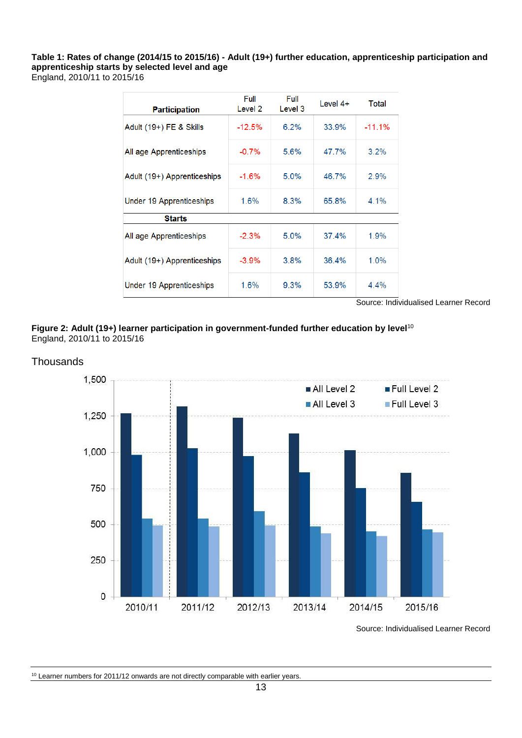**Table 1: Rates of change (2014/15 to 2015/16) - Adult (19+) further education, apprenticeship participation and apprenticeship starts by selected level and age**
England, 2010/11 to 2015/16

| Participation | Full Level 2 | Full Level 3 | Level 4+ | Total |
|---|---|---|---|---|
| Adult (19+) FE & Skills | -12.5% | 6.2% | 33.9% | -11.1% |
| All age Apprenticeships | -0.7% | 5.6% | 47.7% | 3.2% |
| Adult (19+) Apprenticeships | -1.6% | 5.0% | 46.7% | 2.9% |
| Under 19 Apprenticeships | 1.6% | 8.3% | 65.8% | 4.1% |
| **Starts** | | | | |
| All age Apprenticeships | -2.3% | 5.0% | 37.4% | 1.9% |
| Adult (19+) Apprenticeships | -3.9% | 3.8% | 36.4% | 1.0% |
| Under 19 Apprenticeships | 1.6% | 9.3% | 53.9% | 4.4% |

Source: Individualised Learner Record

**Figure 2: Adult (19+) learner participation in government-funded further education by level**[10]
England, 2010/11 to 2015/16

Source: Individualised Learner Record

[10] Learner numbers for 2011/12 onwards are not directly comparable with earlier years.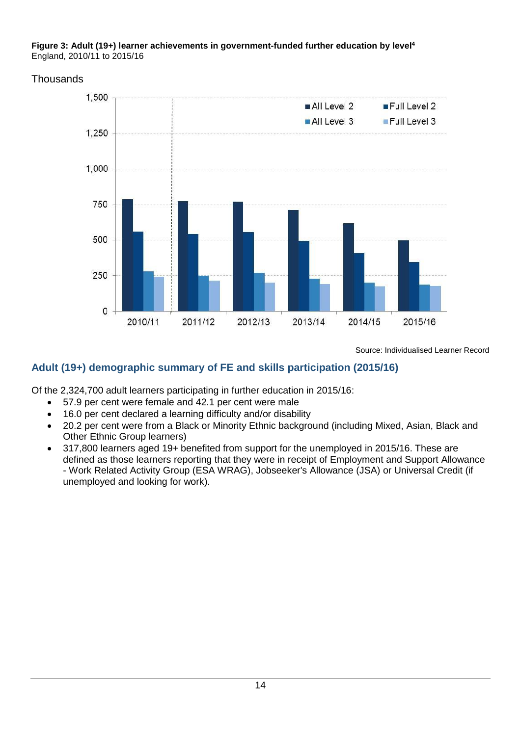**Figure 3: Adult (19+) learner achievements in government-funded further education by level**[4]
England, 2010/11 to 2015/16

Thousands

Source: Individualised Learner Record

## Adult (19+) demographic summary of FE and skills participation (2015/16)

Of the 2,324,700 adult learners participating in further education in 2015/16:

- 57.9 per cent were female and 42.1 per cent were male
- 16.0 per cent declared a learning difficulty and/or disability
- 20.2 per cent were from a Black or Minority Ethnic background (including Mixed, Asian, Black and Other Ethnic Group learners)
- 317,800 learners aged 19+ benefited from support for the unemployed in 2015/16. These are defined as those learners reporting that they were in receipt of Employment and Support Allowance - Work Related Activity Group (ESA WRAG), Jobseeker's Allowance (JSA) or Universal Credit (if unemployed and looking for work).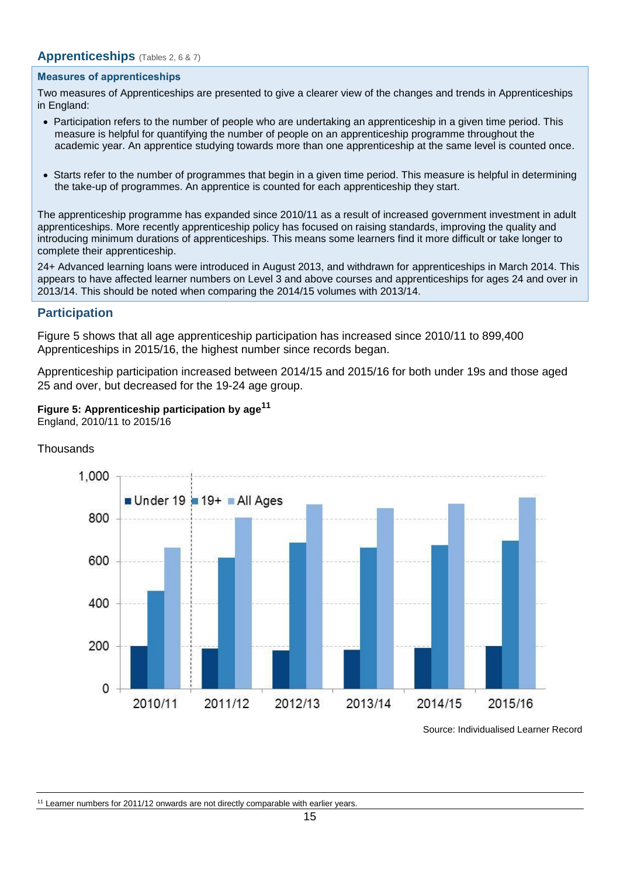## Apprenticeships (Tables 2, 6 & 7)

### Measures of apprenticeships

Two measures of Apprenticeships are presented to give a clearer view of the changes and trends in Apprenticeships in England:

- Participation refers to the number of people who are undertaking an apprenticeship in a given time period. This measure is helpful for quantifying the number of people on an apprenticeship programme throughout the academic year. An apprentice studying towards more than one apprenticeship at the same level is counted once.

- Starts refer to the number of programmes that begin in a given time period. This measure is helpful in determining the take-up of programmes. An apprentice is counted for each apprenticeship they start.

The apprenticeship programme has expanded since 2010/11 as a result of increased government investment in adult apprenticeships. More recently apprenticeship policy has focused on raising standards, improving the quality and introducing minimum durations of apprenticeships. This means some learners find it more difficult or take longer to complete their apprenticeship.

24+ Advanced learning loans were introduced in August 2013, and withdrawn for apprenticeships in March 2014. This appears to have affected learner numbers on Level 3 and above courses and apprenticeships for ages 24 and over in 2013/14. This should be noted when comparing the 2014/15 volumes with 2013/14.

## Participation

Figure 5 shows that all age apprenticeship participation has increased since 2010/11 to 899,400 Apprenticeships in 2015/16, the highest number since records began.

Apprenticeship participation increased between 2014/15 and 2015/16 for both under 19s and those aged 25 and over, but decreased for the 19-24 age group.

**Figure 5: Apprenticeship participation by age**[11]
England, 2010/11 to 2015/16

Thousands

Source: Individualised Learner Record

[11] Learner numbers for 2011/12 onwards are not directly comparable with earlier years.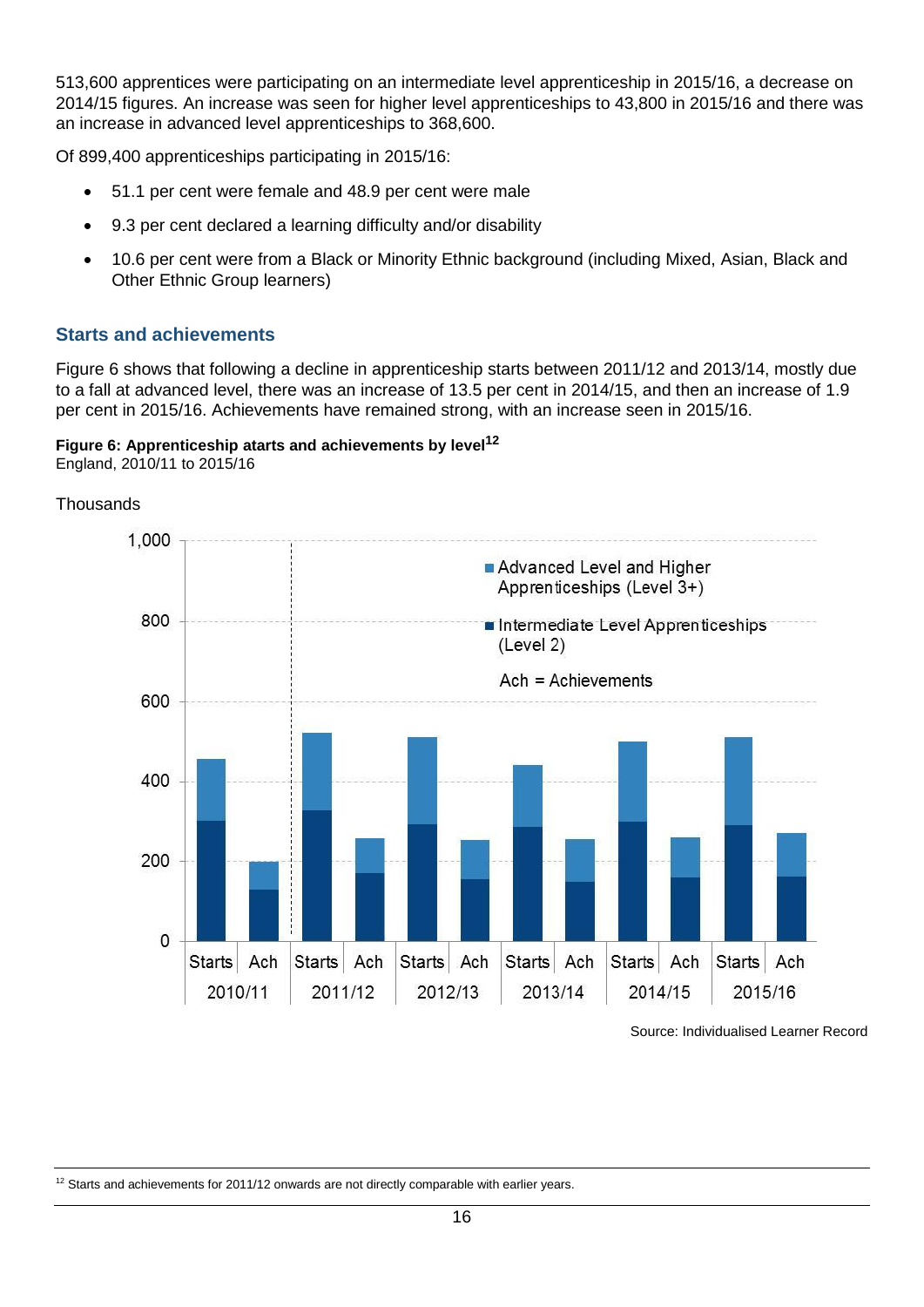513,600 apprentices were participating on an intermediate level apprenticeship in 2015/16, a decrease on 2014/15 figures. An increase was seen for higher level apprenticeships to 43,800 in 2015/16 and there was an increase in advanced level apprenticeships to 368,600.

Of 899,400 apprenticeships participating in 2015/16:

- 51.1 per cent were female and 48.9 per cent were male
- 9.3 per cent declared a learning difficulty and/or disability
- 10.6 per cent were from a Black or Minority Ethnic background (including Mixed, Asian, Black and Other Ethnic Group learners)

### Starts and achievements

Figure 6 shows that following a decline in apprenticeship starts between 2011/12 and 2013/14, mostly due to a fall at advanced level, there was an increase of 13.5 per cent in 2014/15, and then an increase of 1.9 per cent in 2015/16. Achievements have remained strong, with an increase seen in 2015/16.

**Figure 6: Apprenticeship atarts and achievements by level[12]**
England, 2010/11 to 2015/16

Thousands

Source: Individualised Learner Record

---

[12] Starts and achievements for 2011/12 onwards are not directly comparable with earlier years.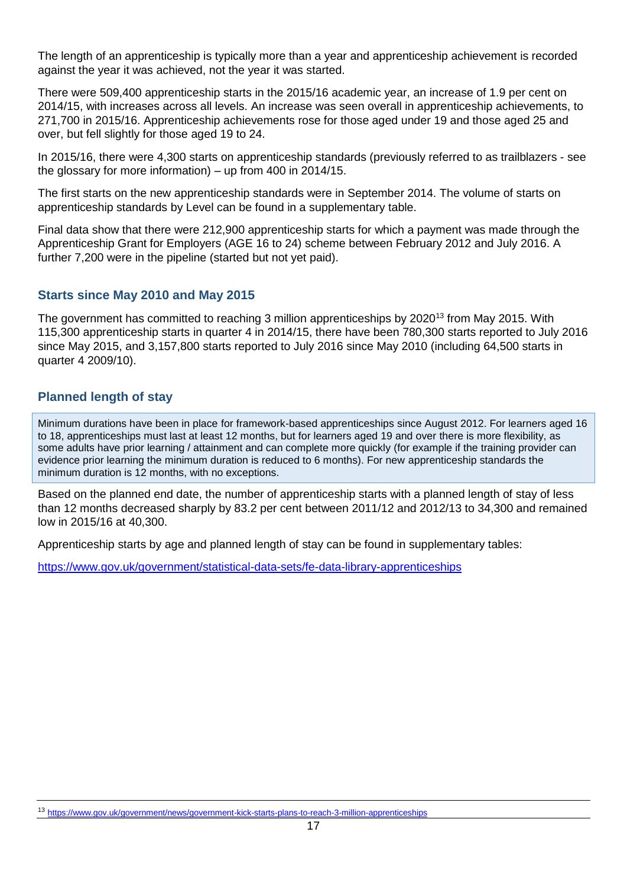The length of an apprenticeship is typically more than a year and apprenticeship achievement is recorded against the year it was achieved, not the year it was started.

There were 509,400 apprenticeship starts in the 2015/16 academic year, an increase of 1.9 per cent on 2014/15, with increases across all levels. An increase was seen overall in apprenticeship achievements, to 271,700 in 2015/16. Apprenticeship achievements rose for those aged under 19 and those aged 25 and over, but fell slightly for those aged 19 to 24.

In 2015/16, there were 4,300 starts on apprenticeship standards (previously referred to as trailblazers - see the glossary for more information) – up from 400 in 2014/15.

The first starts on the new apprenticeship standards were in September 2014. The volume of starts on apprenticeship standards by Level can be found in a supplementary table.

Final data show that there were 212,900 apprenticeship starts for which a payment was made through the Apprenticeship Grant for Employers (AGE 16 to 24) scheme between February 2012 and July 2016. A further 7,200 were in the pipeline (started but not yet paid).

### Starts since May 2010 and May 2015

The government has committed to reaching 3 million apprenticeships by 2020[13] from May 2015. With 115,300 apprenticeship starts in quarter 4 in 2014/15, there have been 780,300 starts reported to July 2016 since May 2015, and 3,157,800 starts reported to July 2016 since May 2010 (including 64,500 starts in quarter 4 2009/10).

### Planned length of stay

> Minimum durations have been in place for framework-based apprenticeships since August 2012. For learners aged 16 to 18, apprenticeships must last at least 12 months, but for learners aged 19 and over there is more flexibility, as some adults have prior learning / attainment and can complete more quickly (for example if the training provider can evidence prior learning the minimum duration is reduced to 6 months). For new apprenticeship standards the minimum duration is 12 months, with no exceptions.

Based on the planned end date, the number of apprenticeship starts with a planned length of stay of less than 12 months decreased sharply by 83.2 per cent between 2011/12 and 2012/13 to 34,300 and remained low in 2015/16 at 40,300.

Apprenticeship starts by age and planned length of stay can be found in supplementary tables:

https://www.gov.uk/government/statistical-data-sets/fe-data-library-apprenticeships

---

[13] https://www.gov.uk/government/news/government-kick-starts-plans-to-reach-3-million-apprenticeships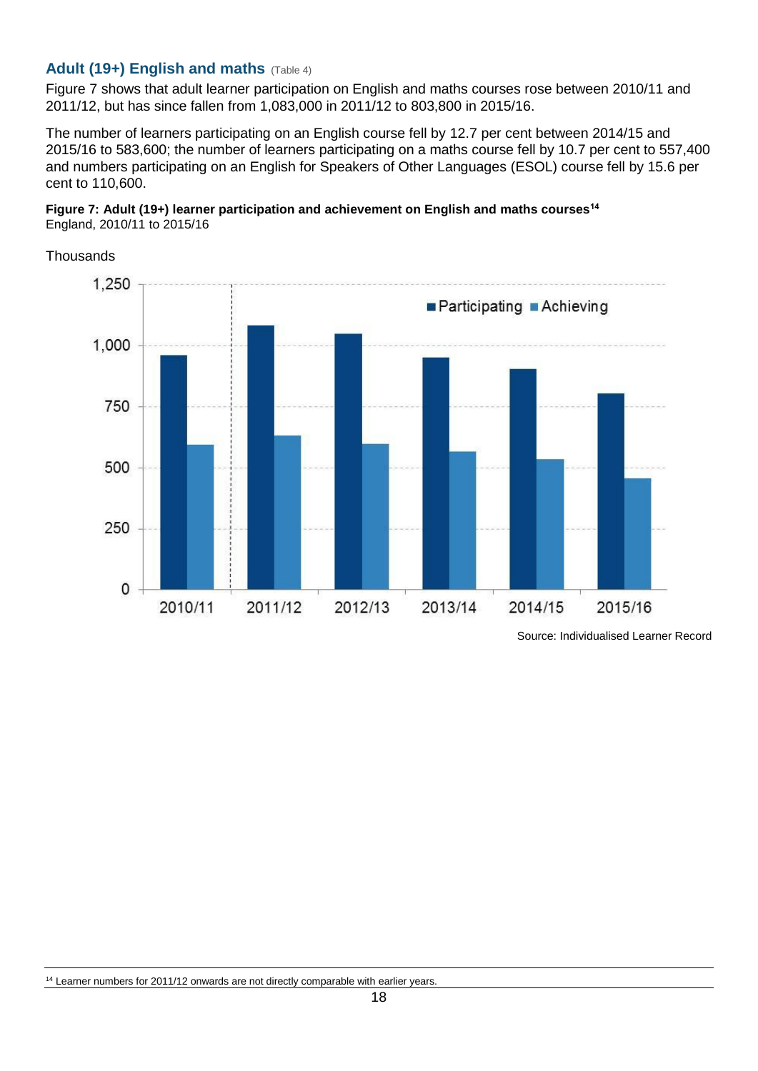## Adult (19+) English and maths (Table 4)

Figure 7 shows that adult learner participation on English and maths courses rose between 2010/11 and 2011/12, but has since fallen from 1,083,000 in 2011/12 to 803,800 in 2015/16.

The number of learners participating on an English course fell by 12.7 per cent between 2014/15 and 2015/16 to 583,600; the number of learners participating on a maths course fell by 10.7 per cent to 557,400 and numbers participating on an English for Speakers of Other Languages (ESOL) course fell by 15.6 per cent to 110,600.

**Figure 7: Adult (19+) learner participation and achievement on English and maths courses[14]**
England, 2010/11 to 2015/16

Thousands

Source: Individualised Learner Record

[14] Learner numbers for 2011/12 onwards are not directly comparable with earlier years.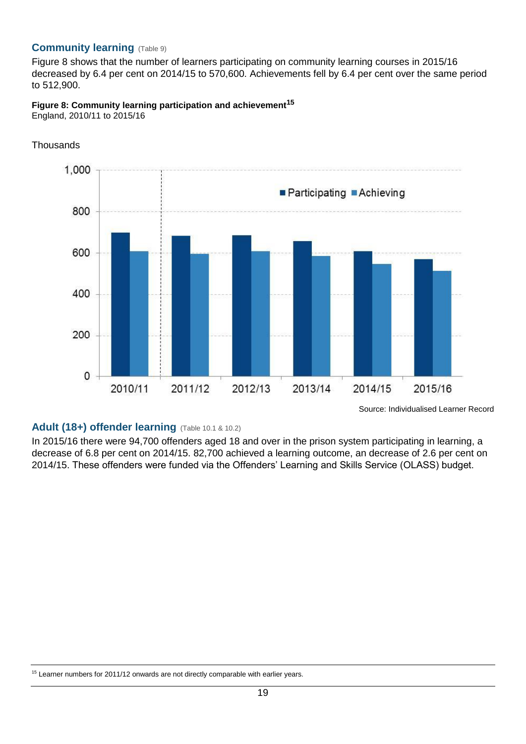## Community learning (Table 9)

Figure 8 shows that the number of learners participating on community learning courses in 2015/16 decreased by 6.4 per cent on 2014/15 to 570,600. Achievements fell by 6.4 per cent over the same period to 512,900.

**Figure 8: Community learning participation and achievement[15]**
England, 2010/11 to 2015/16

Thousands

Source: Individualised Learner Record

## Adult (18+) offender learning (Table 10.1 & 10.2)

In 2015/16 there were 94,700 offenders aged 18 and over in the prison system participating in learning, a decrease of 6.8 per cent on 2014/15. 82,700 achieved a learning outcome, an decrease of 2.6 per cent on 2014/15. These offenders were funded via the Offenders' Learning and Skills Service (OLASS) budget.

[15] Learner numbers for 2011/12 onwards are not directly comparable with earlier years.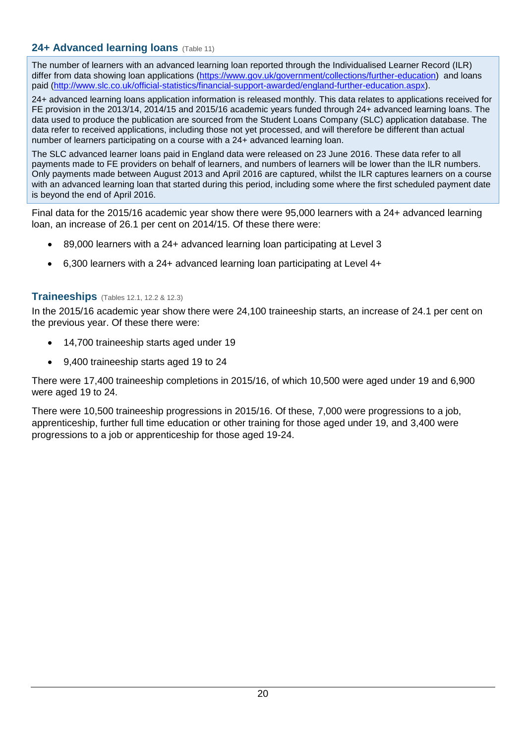## 24+ Advanced learning loans (Table 11)

The number of learners with an advanced learning loan reported through the Individualised Learner Record (ILR) differ from data showing loan applications (https://www.gov.uk/government/collections/further-education) and loans paid (http://www.slc.co.uk/official-statistics/financial-support-awarded/england-further-education.aspx).

24+ advanced learning loans application information is released monthly. This data relates to applications received for FE provision in the 2013/14, 2014/15 and 2015/16 academic years funded through 24+ advanced learning loans. The data used to produce the publication are sourced from the Student Loans Company (SLC) application database. The data refer to received applications, including those not yet processed, and will therefore be different than actual number of learners participating on a course with a 24+ advanced learning loan.

The SLC advanced learner loans paid in England data were released on 23 June 2016. These data refer to all payments made to FE providers on behalf of learners, and numbers of learners will be lower than the ILR numbers. Only payments made between August 2013 and April 2016 are captured, whilst the ILR captures learners on a course with an advanced learning loan that started during this period, including some where the first scheduled payment date is beyond the end of April 2016.

Final data for the 2015/16 academic year show there were 95,000 learners with a 24+ advanced learning loan, an increase of 26.1 per cent on 2014/15. Of these there were:

- 89,000 learners with a 24+ advanced learning loan participating at Level 3
- 6,300 learners with a 24+ advanced learning loan participating at Level 4+

## Traineeships (Tables 12.1, 12.2 & 12.3)

In the 2015/16 academic year show there were 24,100 traineeship starts, an increase of 24.1 per cent on the previous year. Of these there were:

- 14,700 traineeship starts aged under 19
- 9,400 traineeship starts aged 19 to 24

There were 17,400 traineeship completions in 2015/16, of which 10,500 were aged under 19 and 6,900 were aged 19 to 24.

There were 10,500 traineeship progressions in 2015/16. Of these, 7,000 were progressions to a job, apprenticeship, further full time education or other training for those aged under 19, and 3,400 were progressions to a job or apprenticeship for those aged 19-24.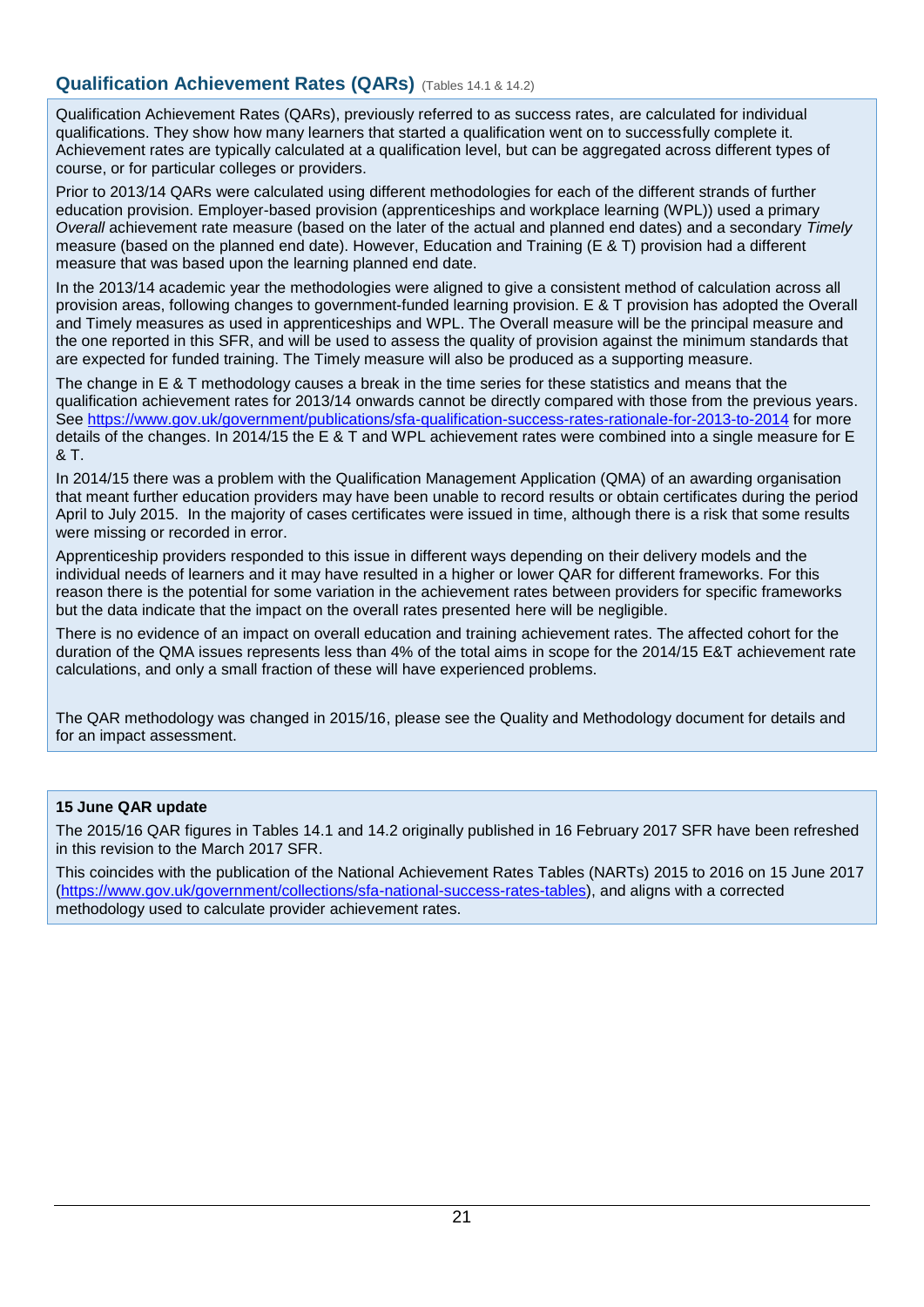## Qualification Achievement Rates (QARs) (Tables 14.1 & 14.2)

Qualification Achievement Rates (QARs), previously referred to as success rates, are calculated for individual qualifications. They show how many learners that started a qualification went on to successfully complete it. Achievement rates are typically calculated at a qualification level, but can be aggregated across different types of course, or for particular colleges or providers.

Prior to 2013/14 QARs were calculated using different methodologies for each of the different strands of further education provision. Employer-based provision (apprenticeships and workplace learning (WPL)) used a primary *Overall* achievement rate measure (based on the later of the actual and planned end dates) and a secondary *Timely* measure (based on the planned end date). However, Education and Training (E & T) provision had a different measure that was based upon the learning planned end date.

In the 2013/14 academic year the methodologies were aligned to give a consistent method of calculation across all provision areas, following changes to government-funded learning provision. E & T provision has adopted the Overall and Timely measures as used in apprenticeships and WPL. The Overall measure will be the principal measure and the one reported in this SFR, and will be used to assess the quality of provision against the minimum standards that are expected for funded training. The Timely measure will also be produced as a supporting measure.

The change in E & T methodology causes a break in the time series for these statistics and means that the qualification achievement rates for 2013/14 onwards cannot be directly compared with those from the previous years. See https://www.gov.uk/government/publications/sfa-qualification-success-rates-rationale-for-2013-to-2014 for more details of the changes. In 2014/15 the E & T and WPL achievement rates were combined into a single measure for E & T.

In 2014/15 there was a problem with the Qualification Management Application (QMA) of an awarding organisation that meant further education providers may have been unable to record results or obtain certificates during the period April to July 2015. In the majority of cases certificates were issued in time, although there is a risk that some results were missing or recorded in error.

Apprenticeship providers responded to this issue in different ways depending on their delivery models and the individual needs of learners and it may have resulted in a higher or lower QAR for different frameworks. For this reason there is the potential for some variation in the achievement rates between providers for specific frameworks but the data indicate that the impact on the overall rates presented here will be negligible.

There is no evidence of an impact on overall education and training achievement rates. The affected cohort for the duration of the QMA issues represents less than 4% of the total aims in scope for the 2014/15 E&T achievement rate calculations, and only a small fraction of these will have experienced problems.

The QAR methodology was changed in 2015/16, please see the Quality and Methodology document for details and for an impact assessment.

**15 June QAR update**

The 2015/16 QAR figures in Tables 14.1 and 14.2 originally published in 16 February 2017 SFR have been refreshed in this revision to the March 2017 SFR.

This coincides with the publication of the National Achievement Rates Tables (NARTs) 2015 to 2016 on 15 June 2017 (https://www.gov.uk/government/collections/sfa-national-success-rates-tables), and aligns with a corrected methodology used to calculate provider achievement rates.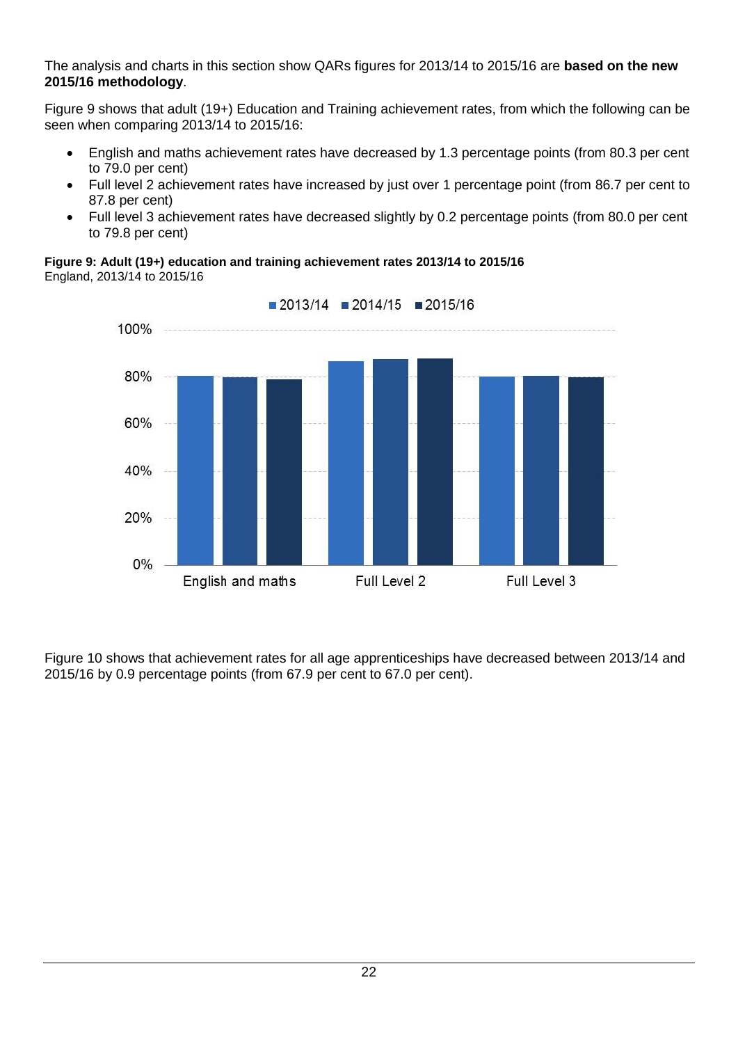The analysis and charts in this section show QARs figures for 2013/14 to 2015/16 are **based on the new 2015/16 methodology**.

Figure 9 shows that adult (19+) Education and Training achievement rates, from which the following can be seen when comparing 2013/14 to 2015/16:

- English and maths achievement rates have decreased by 1.3 percentage points (from 80.3 per cent to 79.0 per cent)
- Full level 2 achievement rates have increased by just over 1 percentage point (from 86.7 per cent to 87.8 per cent)
- Full level 3 achievement rates have decreased slightly by 0.2 percentage points (from 80.0 per cent to 79.8 per cent)

**Figure 9: Adult (19+) education and training achievement rates 2013/14 to 2015/16**
England, 2013/14 to 2015/16

Figure 10 shows that achievement rates for all age apprenticeships have decreased between 2013/14 and 2015/16 by 0.9 percentage points (from 67.9 per cent to 67.0 per cent).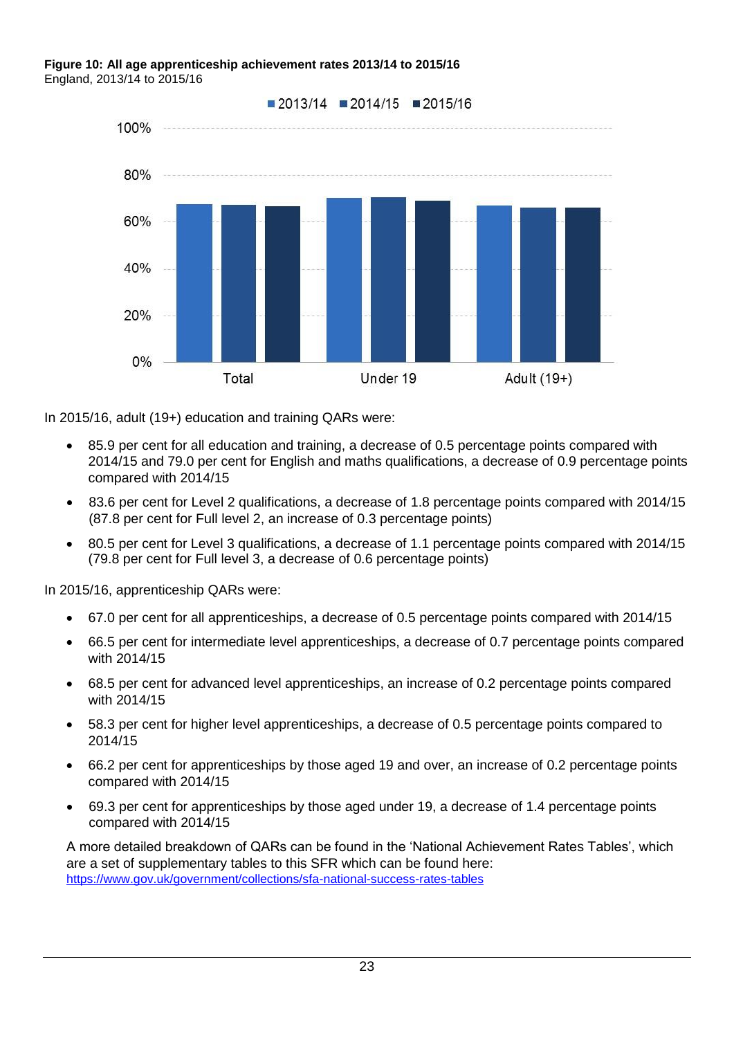**Figure 10: All age apprenticeship achievement rates 2013/14 to 2015/16**
England, 2013/14 to 2015/16

In 2015/16, adult (19+) education and training QARs were:

- 85.9 per cent for all education and training, a decrease of 0.5 percentage points compared with 2014/15 and 79.0 per cent for English and maths qualifications, a decrease of 0.9 percentage points compared with 2014/15
- 83.6 per cent for Level 2 qualifications, a decrease of 1.8 percentage points compared with 2014/15 (87.8 per cent for Full level 2, an increase of 0.3 percentage points)
- 80.5 per cent for Level 3 qualifications, a decrease of 1.1 percentage points compared with 2014/15 (79.8 per cent for Full level 3, a decrease of 0.6 percentage points)

In 2015/16, apprenticeship QARs were:

- 67.0 per cent for all apprenticeships, a decrease of 0.5 percentage points compared with 2014/15
- 66.5 per cent for intermediate level apprenticeships, a decrease of 0.7 percentage points compared with 2014/15
- 68.5 per cent for advanced level apprenticeships, an increase of 0.2 percentage points compared with 2014/15
- 58.3 per cent for higher level apprenticeships, a decrease of 0.5 percentage points compared to 2014/15
- 66.2 per cent for apprenticeships by those aged 19 and over, an increase of 0.2 percentage points compared with 2014/15
- 69.3 per cent for apprenticeships by those aged under 19, a decrease of 1.4 percentage points compared with 2014/15

A more detailed breakdown of QARs can be found in the 'National Achievement Rates Tables', which are a set of supplementary tables to this SFR which can be found here: https://www.gov.uk/government/collections/sfa-national-success-rates-tables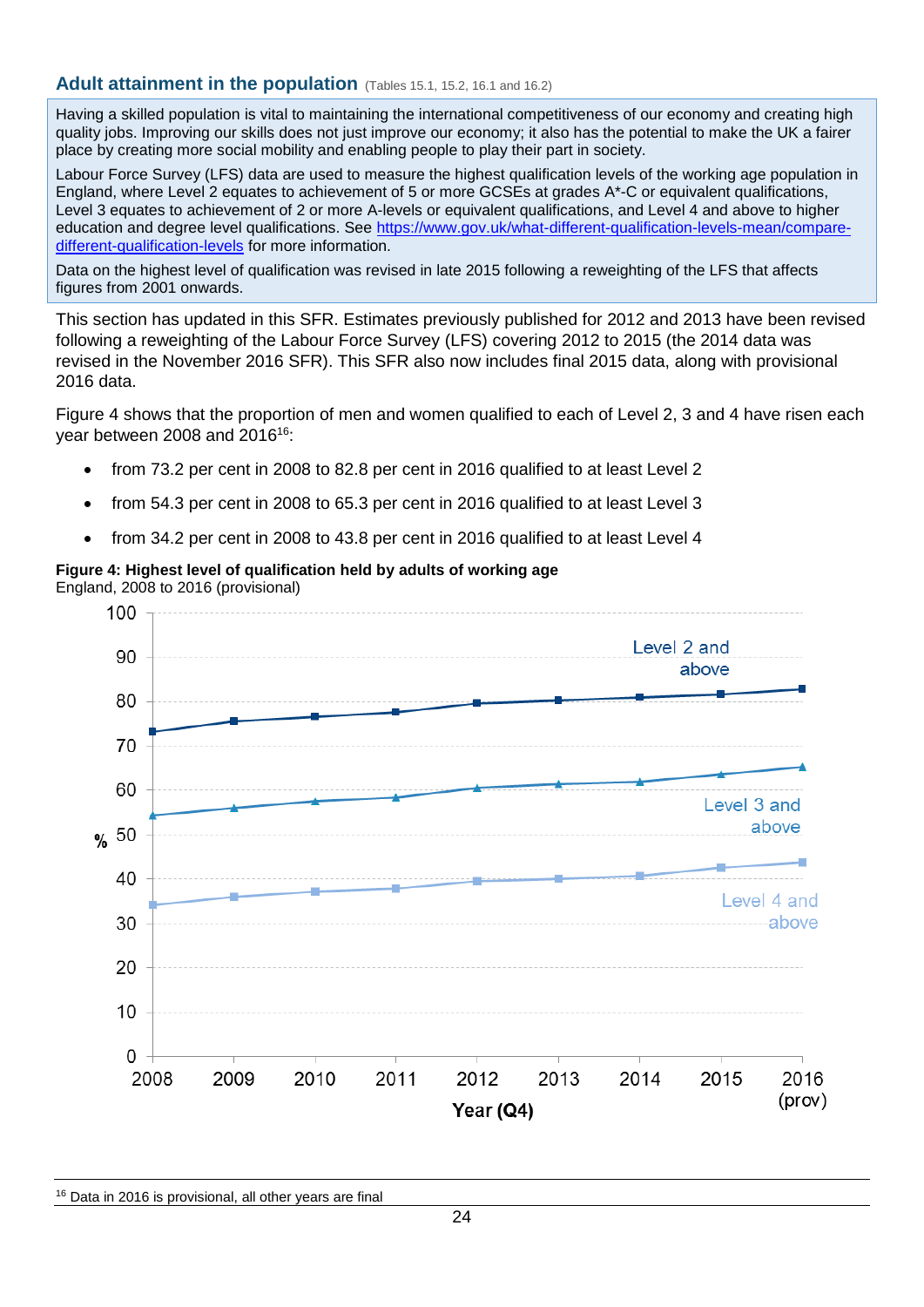## Adult attainment in the population (Tables 15.1, 15.2, 16.1 and 16.2)

Having a skilled population is vital to maintaining the international competitiveness of our economy and creating high quality jobs. Improving our skills does not just improve our economy; it also has the potential to make the UK a fairer place by creating more social mobility and enabling people to play their part in society.

Labour Force Survey (LFS) data are used to measure the highest qualification levels of the working age population in England, where Level 2 equates to achievement of 5 or more GCSEs at grades A*-C or equivalent qualifications, Level 3 equates to achievement of 2 or more A-levels or equivalent qualifications, and Level 4 and above to higher education and degree level qualifications. See https://www.gov.uk/what-different-qualification-levels-mean/compare-different-qualification-levels for more information.

Data on the highest level of qualification was revised in late 2015 following a reweighting of the LFS that affects figures from 2001 onwards.

This section has updated in this SFR. Estimates previously published for 2012 and 2013 have been revised following a reweighting of the Labour Force Survey (LFS) covering 2012 to 2015 (the 2014 data was revised in the November 2016 SFR). This SFR also now includes final 2015 data, along with provisional 2016 data.

Figure 4 shows that the proportion of men and women qualified to each of Level 2, 3 and 4 have risen each year between 2008 and 2016[16]:

- from 73.2 per cent in 2008 to 82.8 per cent in 2016 qualified to at least Level 2
- from 54.3 per cent in 2008 to 65.3 per cent in 2016 qualified to at least Level 3
- from 34.2 per cent in 2008 to 43.8 per cent in 2016 qualified to at least Level 4

**Figure 4: Highest level of qualification held by adults of working age**
England, 2008 to 2016 (provisional)

[16] Data in 2016 is provisional, all other years are final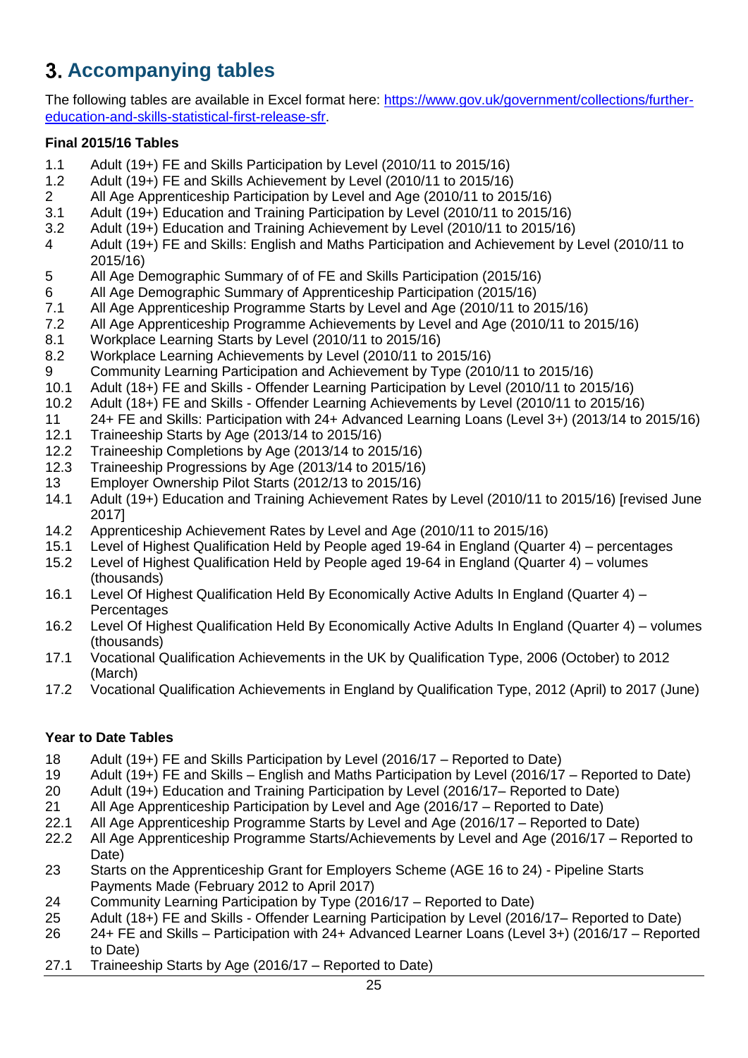# 3. Accompanying tables

The following tables are available in Excel format here: [https://www.gov.uk/government/collections/further-education-and-skills-statistical-first-release-sfr](https://www.gov.uk/government/collections/further-education-and-skills-statistical-first-release-sfr).

**Final 2015/16 Tables**

- 1.1 Adult (19+) FE and Skills Participation by Level (2010/11 to 2015/16)
- 1.2 Adult (19+) FE and Skills Achievement by Level (2010/11 to 2015/16)
- 2 All Age Apprenticeship Participation by Level and Age (2010/11 to 2015/16)
- 3.1 Adult (19+) Education and Training Participation by Level (2010/11 to 2015/16)
- 3.2 Adult (19+) Education and Training Achievement by Level (2010/11 to 2015/16)
- 4 Adult (19+) FE and Skills: English and Maths Participation and Achievement by Level (2010/11 to 2015/16)
- 5 All Age Demographic Summary of of FE and Skills Participation (2015/16)
- 6 All Age Demographic Summary of Apprenticeship Participation (2015/16)
- 7.1 All Age Apprenticeship Programme Starts by Level and Age (2010/11 to 2015/16)
- 7.2 All Age Apprenticeship Programme Achievements by Level and Age (2010/11 to 2015/16)
- 8.1 Workplace Learning Starts by Level (2010/11 to 2015/16)
- 8.2 Workplace Learning Achievements by Level (2010/11 to 2015/16)
- 9 Community Learning Participation and Achievement by Type (2010/11 to 2015/16)
- 10.1 Adult (18+) FE and Skills - Offender Learning Participation by Level (2010/11 to 2015/16)
- 10.2 Adult (18+) FE and Skills - Offender Learning Achievements by Level (2010/11 to 2015/16)
- 11 24+ FE and Skills: Participation with 24+ Advanced Learning Loans (Level 3+) (2013/14 to 2015/16)
- 12.1 Traineeship Starts by Age (2013/14 to 2015/16)
- 12.2 Traineeship Completions by Age (2013/14 to 2015/16)
- 12.3 Traineeship Progressions by Age (2013/14 to 2015/16)
- 13 Employer Ownership Pilot Starts (2012/13 to 2015/16)
- 14.1 Adult (19+) Education and Training Achievement Rates by Level (2010/11 to 2015/16) [revised June 2017]
- 14.2 Apprenticeship Achievement Rates by Level and Age (2010/11 to 2015/16)
- 15.1 Level of Highest Qualification Held by People aged 19-64 in England (Quarter 4) – percentages
- 15.2 Level of Highest Qualification Held by People aged 19-64 in England (Quarter 4) – volumes (thousands)
- 16.1 Level Of Highest Qualification Held By Economically Active Adults In England (Quarter 4) – Percentages
- 16.2 Level Of Highest Qualification Held By Economically Active Adults In England (Quarter 4) – volumes (thousands)
- 17.1 Vocational Qualification Achievements in the UK by Qualification Type, 2006 (October) to 2012 (March)
- 17.2 Vocational Qualification Achievements in England by Qualification Type, 2012 (April) to 2017 (June)

**Year to Date Tables**

- 18 Adult (19+) FE and Skills Participation by Level (2016/17 – Reported to Date)
- 19 Adult (19+) FE and Skills – English and Maths Participation by Level (2016/17 – Reported to Date)
- 20 Adult (19+) Education and Training Participation by Level (2016/17– Reported to Date)
- 21 All Age Apprenticeship Participation by Level and Age (2016/17 – Reported to Date)
- 22.1 All Age Apprenticeship Programme Starts by Level and Age (2016/17 – Reported to Date)
- 22.2 All Age Apprenticeship Programme Starts/Achievements by Level and Age (2016/17 – Reported to Date)
- 23 Starts on the Apprenticeship Grant for Employers Scheme (AGE 16 to 24) - Pipeline Starts Payments Made (February 2012 to April 2017)
- 24 Community Learning Participation by Type (2016/17 – Reported to Date)
- 25 Adult (18+) FE and Skills - Offender Learning Participation by Level (2016/17– Reported to Date)
- 26 24+ FE and Skills – Participation with 24+ Advanced Learner Loans (Level 3+) (2016/17 – Reported to Date)
- 27.1 Traineeship Starts by Age (2016/17 – Reported to Date)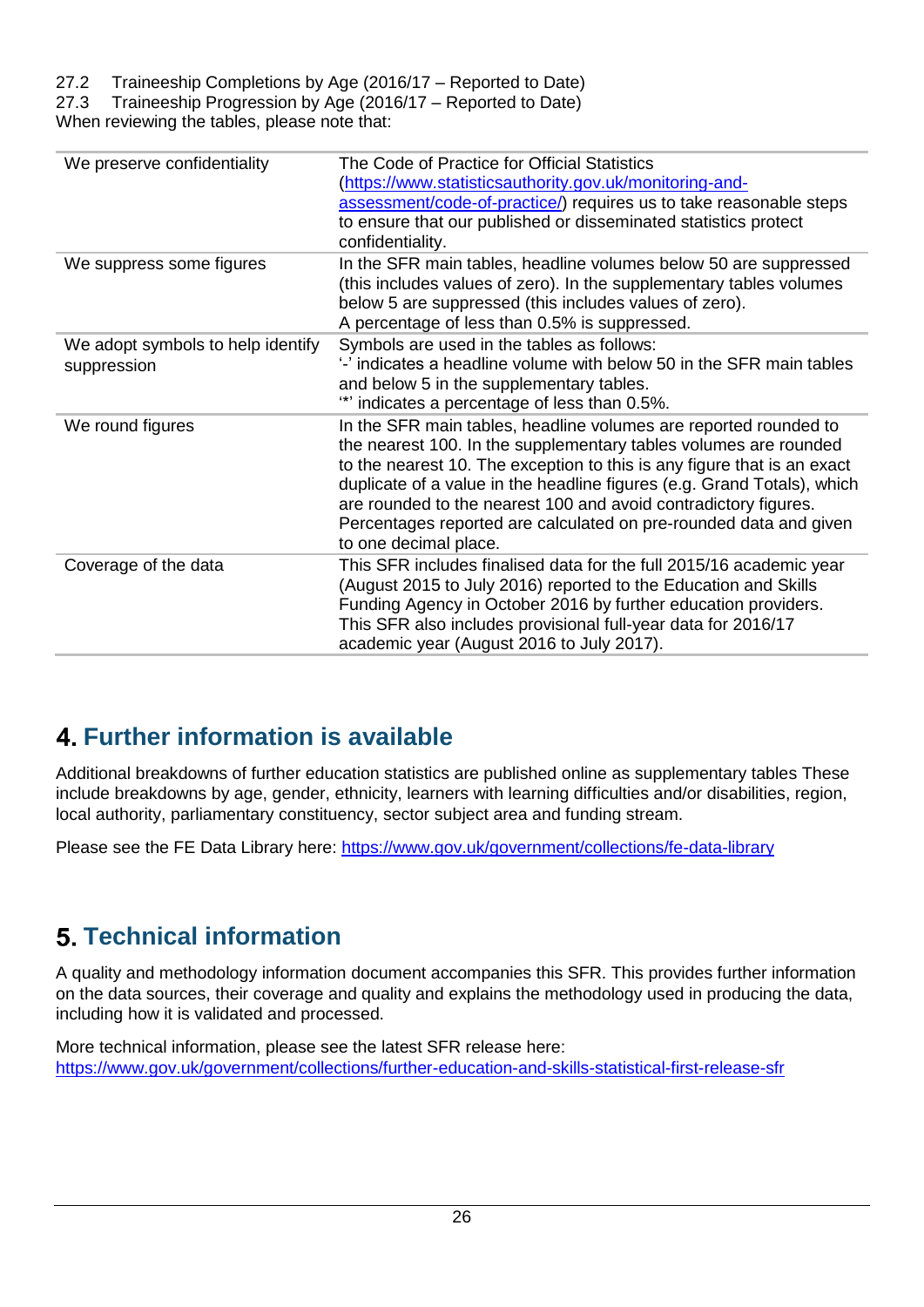27.2 Traineeship Completions by Age (2016/17 – Reported to Date)
27.3 Traineeship Progression by Age (2016/17 – Reported to Date)
When reviewing the tables, please note that:

| | |
|---|---|
| We preserve confidentiality | The Code of Practice for Official Statistics (https://www.statisticsauthority.gov.uk/monitoring-and-assessment/code-of-practice/) requires us to take reasonable steps to ensure that our published or disseminated statistics protect confidentiality. |
| We suppress some figures | In the SFR main tables, headline volumes below 50 are suppressed (this includes values of zero). In the supplementary tables volumes below 5 are suppressed (this includes values of zero). A percentage of less than 0.5% is suppressed. |
| We adopt symbols to help identify suppression | Symbols are used in the tables as follows: '-' indicates a headline volume with below 50 in the SFR main tables and below 5 in the supplementary tables. '*' indicates a percentage of less than 0.5%. |
| We round figures | In the SFR main tables, headline volumes are reported rounded to the nearest 100. In the supplementary tables volumes are rounded to the nearest 10. The exception to this is any figure that is an exact duplicate of a value in the headline figures (e.g. Grand Totals), which are rounded to the nearest 100 and avoid contradictory figures. Percentages reported are calculated on pre-rounded data and given to one decimal place. |
| Coverage of the data | This SFR includes finalised data for the full 2015/16 academic year (August 2015 to July 2016) reported to the Education and Skills Funding Agency in October 2016 by further education providers. This SFR also includes provisional full-year data for 2016/17 academic year (August 2016 to July 2017). |

## 4. Further information is available

Additional breakdowns of further education statistics are published online as supplementary tables These include breakdowns by age, gender, ethnicity, learners with learning difficulties and/or disabilities, region, local authority, parliamentary constituency, sector subject area and funding stream.

Please see the FE Data Library here: https://www.gov.uk/government/collections/fe-data-library

## 5. Technical information

A quality and methodology information document accompanies this SFR. This provides further information on the data sources, their coverage and quality and explains the methodology used in producing the data, including how it is validated and processed.

More technical information, please see the latest SFR release here:
https://www.gov.uk/government/collections/further-education-and-skills-statistical-first-release-sfr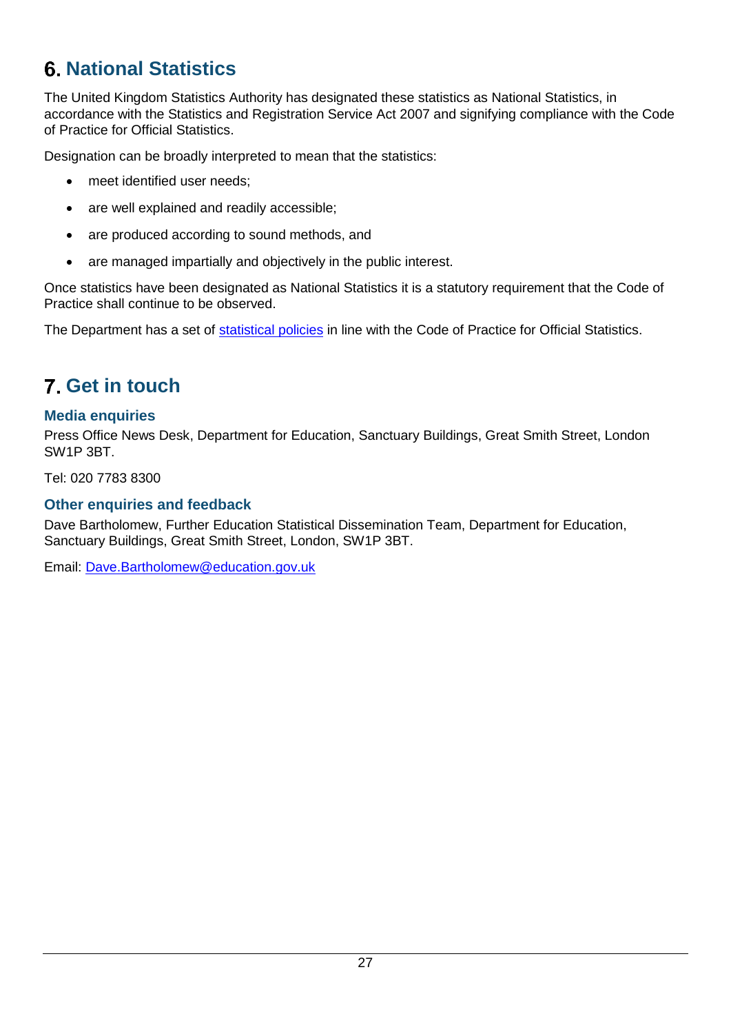# 6. National Statistics

The United Kingdom Statistics Authority has designated these statistics as National Statistics, in accordance with the Statistics and Registration Service Act 2007 and signifying compliance with the Code of Practice for Official Statistics.

Designation can be broadly interpreted to mean that the statistics:

- meet identified user needs;
- are well explained and readily accessible;
- are produced according to sound methods, and
- are managed impartially and objectively in the public interest.

Once statistics have been designated as National Statistics it is a statutory requirement that the Code of Practice shall continue to be observed.

The Department has a set of statistical policies in line with the Code of Practice for Official Statistics.

# 7. Get in touch

### Media enquiries

Press Office News Desk, Department for Education, Sanctuary Buildings, Great Smith Street, London SW1P 3BT.

Tel: 020 7783 8300

### Other enquiries and feedback

Dave Bartholomew, Further Education Statistical Dissemination Team, Department for Education, Sanctuary Buildings, Great Smith Street, London, SW1P 3BT.

Email: Dave.Bartholomew@education.gov.uk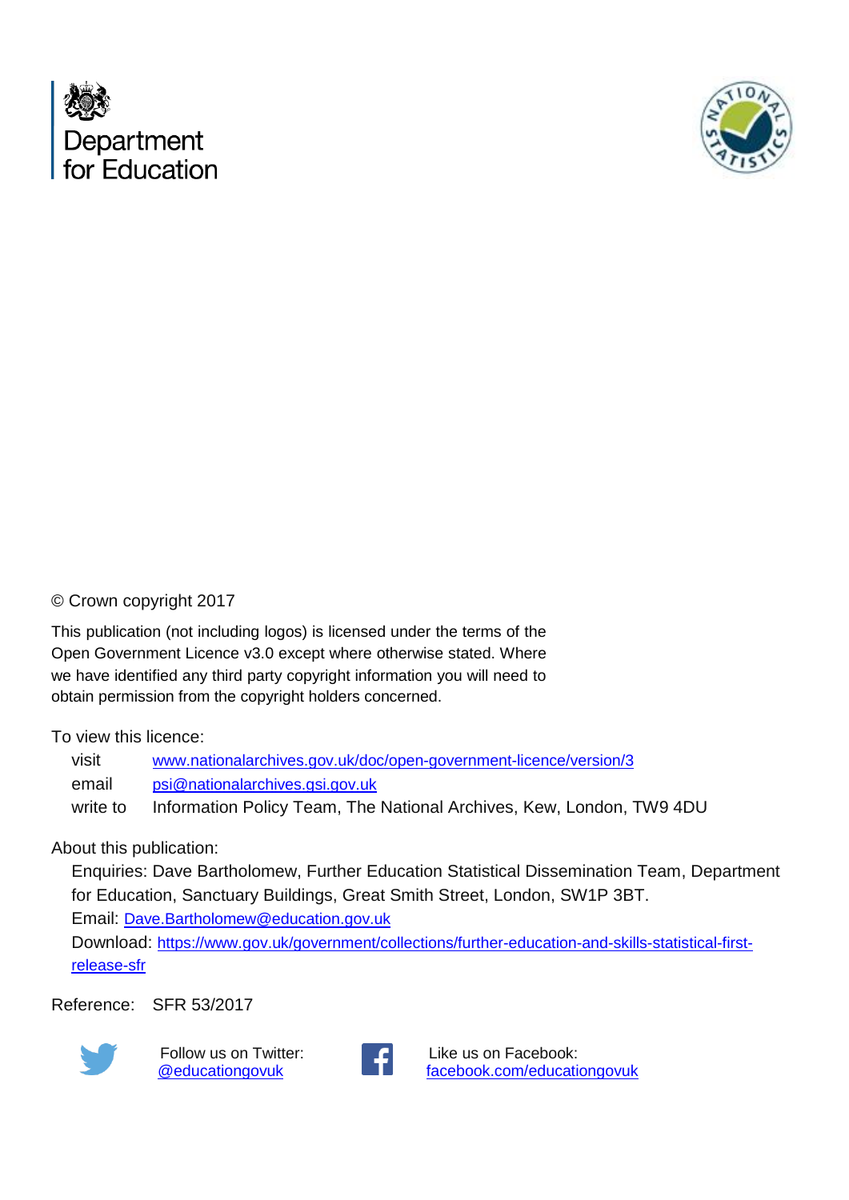Department for Education

© Crown copyright 2017

This publication (not including logos) is licensed under the terms of the Open Government Licence v3.0 except where otherwise stated. Where we have identified any third party copyright information you will need to obtain permission from the copyright holders concerned.

To view this licence:

visit www.nationalarchives.gov.uk/doc/open-government-licence/version/3
email psi@nationalarchives.gsi.gov.uk
write to Information Policy Team, The National Archives, Kew, London, TW9 4DU

About this publication:

Enquiries: Dave Bartholomew, Further Education Statistical Dissemination Team, Department for Education, Sanctuary Buildings, Great Smith Street, London, SW1P 3BT.
Email: Dave.Bartholomew@education.gov.uk
Download: https://www.gov.uk/government/collections/further-education-and-skills-statistical-first-release-sfr

Reference: SFR 53/2017

Follow us on Twitter: @educationgovuk

Like us on Facebook: facebook.com/educationgovuk